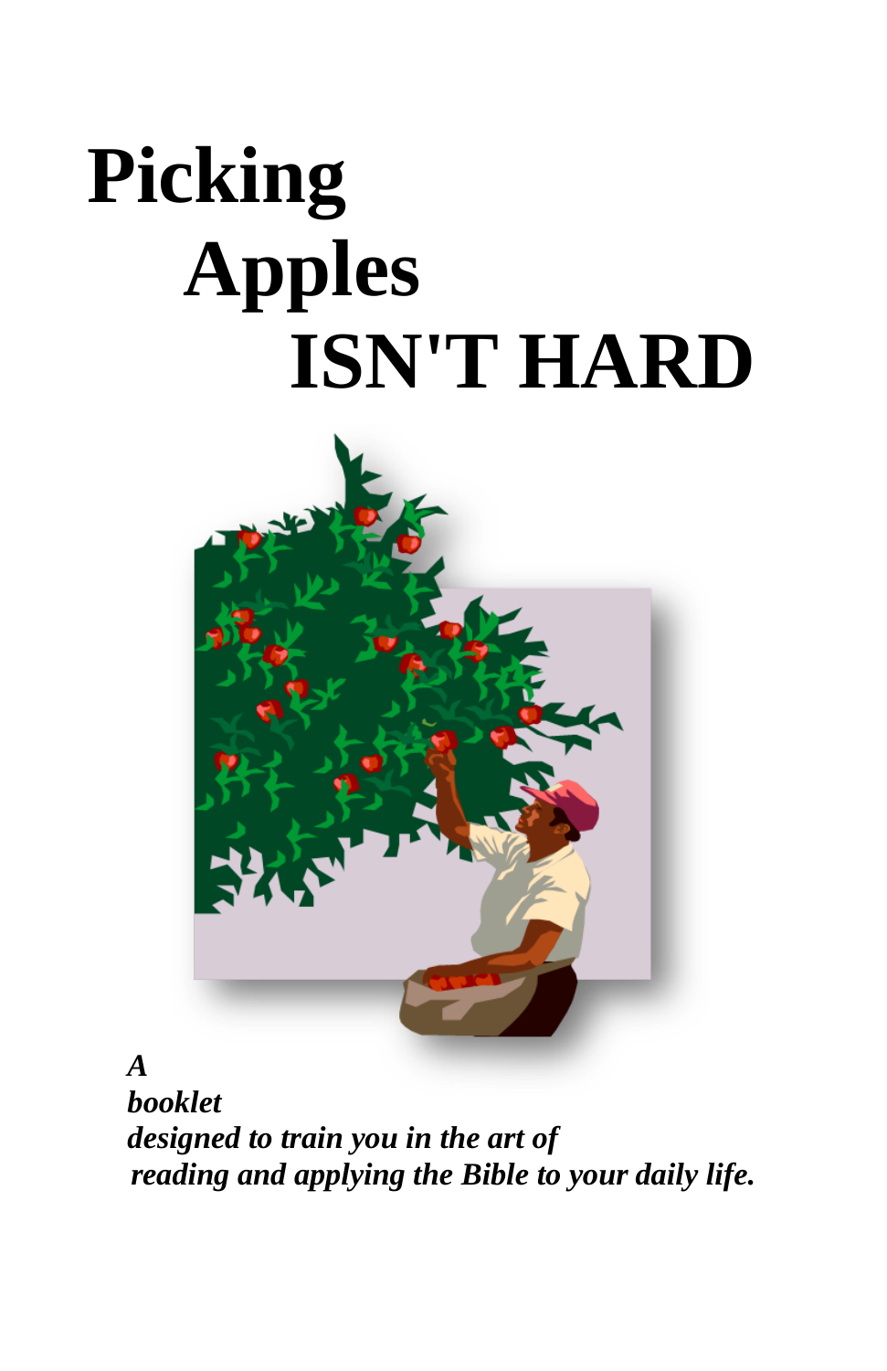# Picking Apples ISN'T HARD

***A booklet designed to train you in the art of reading and applying the Bible to your daily life.***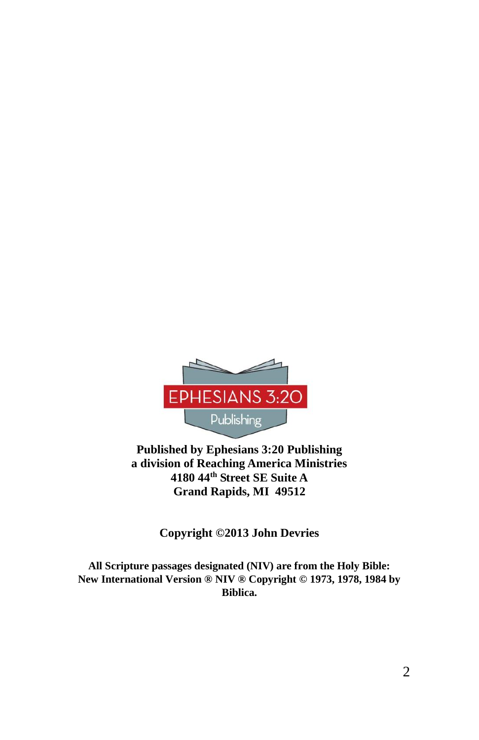EPHESIANS 3:20

Publishing

**Published by Ephesians 3:20 Publishing**
**a division of Reaching America Ministries**
**4180 44th Street SE Suite A**
**Grand Rapids, MI 49512**

**Copyright ©2013 John Devries**

**All Scripture passages designated (NIV) are from the Holy Bible: New International Version ® NIV ® Copyright © 1973, 1978, 1984 by Biblica.**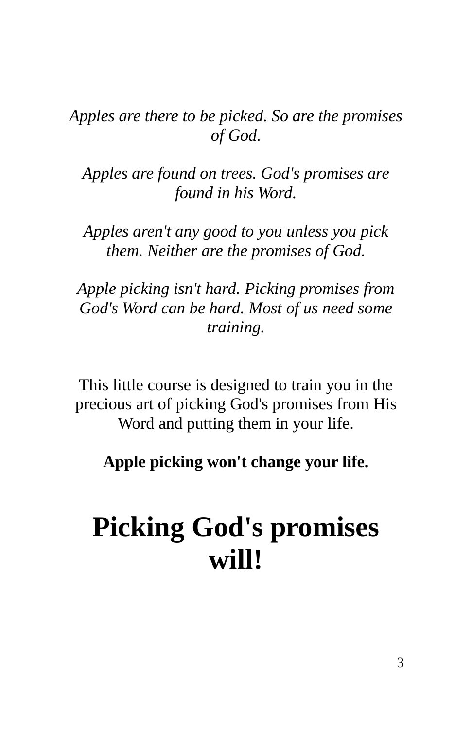*Apples are there to be picked. So are the promises of God.*

*Apples are found on trees. God's promises are found in his Word.*

*Apples aren't any good to you unless you pick them. Neither are the promises of God.*

*Apple picking isn't hard. Picking promises from God's Word can be hard. Most of us need some training.*

This little course is designed to train you in the precious art of picking God's promises from His Word and putting them in your life.

**Apple picking won't change your life.**

# Picking God's promises will!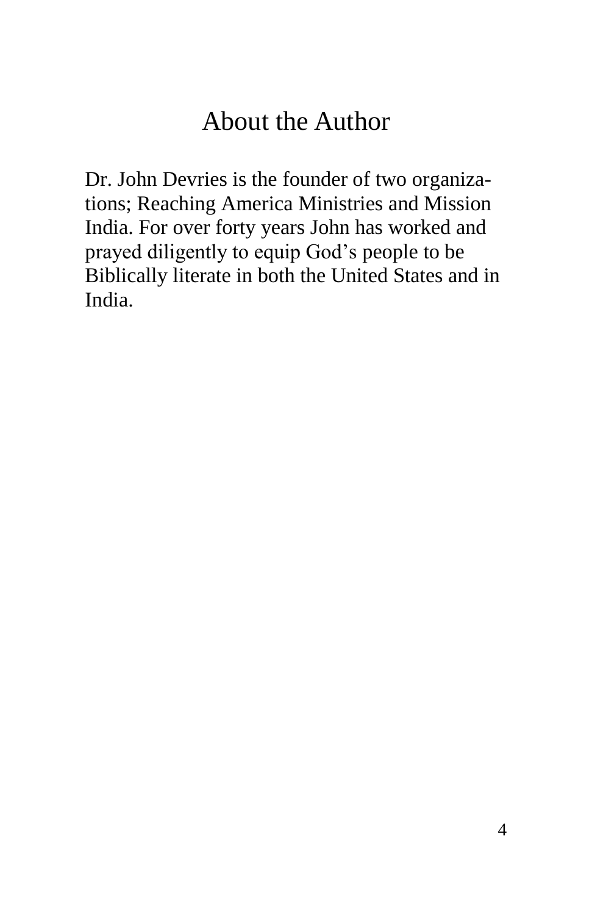# About the Author

Dr. John Devries is the founder of two organizations; Reaching America Ministries and Mission India. For over forty years John has worked and prayed diligently to equip God's people to be Biblically literate in both the United States and in India.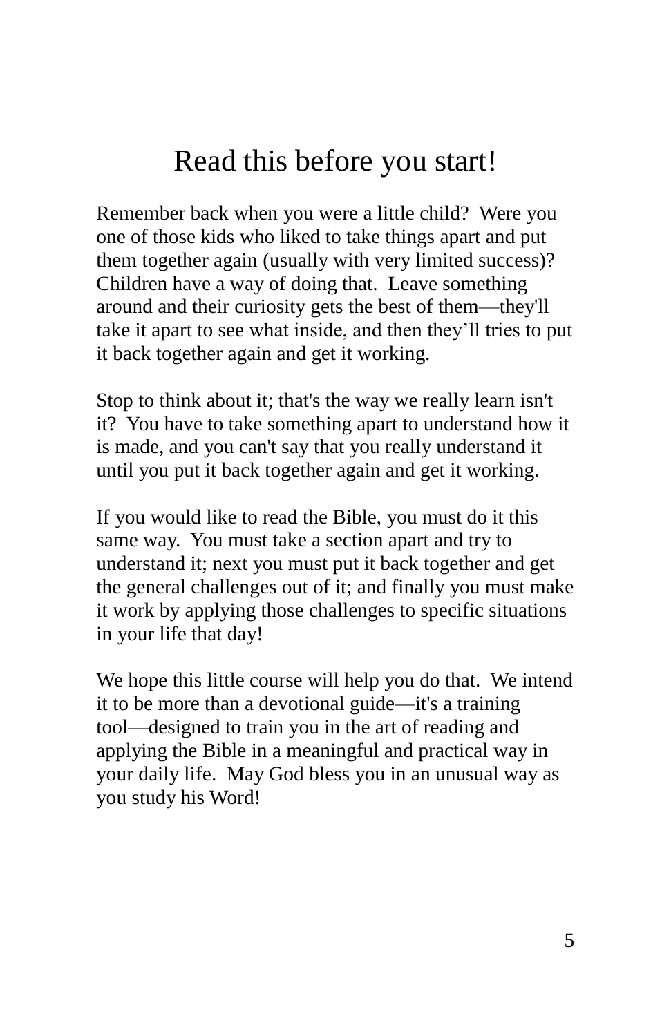# Read this before you start!

Remember back when you were a little child? Were you one of those kids who liked to take things apart and put them together again (usually with very limited success)? Children have a way of doing that. Leave something around and their curiosity gets the best of them—they'll take it apart to see what inside, and then they'll tries to put it back together again and get it working.

Stop to think about it; that's the way we really learn isn't it? You have to take something apart to understand how it is made, and you can't say that you really understand it until you put it back together again and get it working.

If you would like to read the Bible, you must do it this same way. You must take a section apart and try to understand it; next you must put it back together and get the general challenges out of it; and finally you must make it work by applying those challenges to specific situations in your life that day!

We hope this little course will help you do that. We intend it to be more than a devotional guide—it's a training tool—designed to train you in the art of reading and applying the Bible in a meaningful and practical way in your daily life. May God bless you in an unusual way as you study his Word!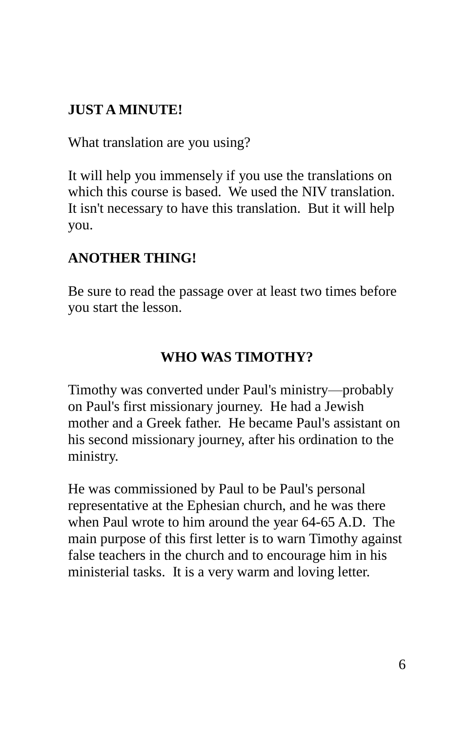**JUST A MINUTE!**

What translation are you using?

It will help you immensely if you use the translations on which this course is based. We used the NIV translation. It isn't necessary to have this translation. But it will help you.

**ANOTHER THING!**

Be sure to read the passage over at least two times before you start the lesson.

## WHO WAS TIMOTHY?

Timothy was converted under Paul's ministry—probably on Paul's first missionary journey. He had a Jewish mother and a Greek father. He became Paul's assistant on his second missionary journey, after his ordination to the ministry.

He was commissioned by Paul to be Paul's personal representative at the Ephesian church, and he was there when Paul wrote to him around the year 64-65 A.D. The main purpose of this first letter is to warn Timothy against false teachers in the church and to encourage him in his ministerial tasks. It is a very warm and loving letter.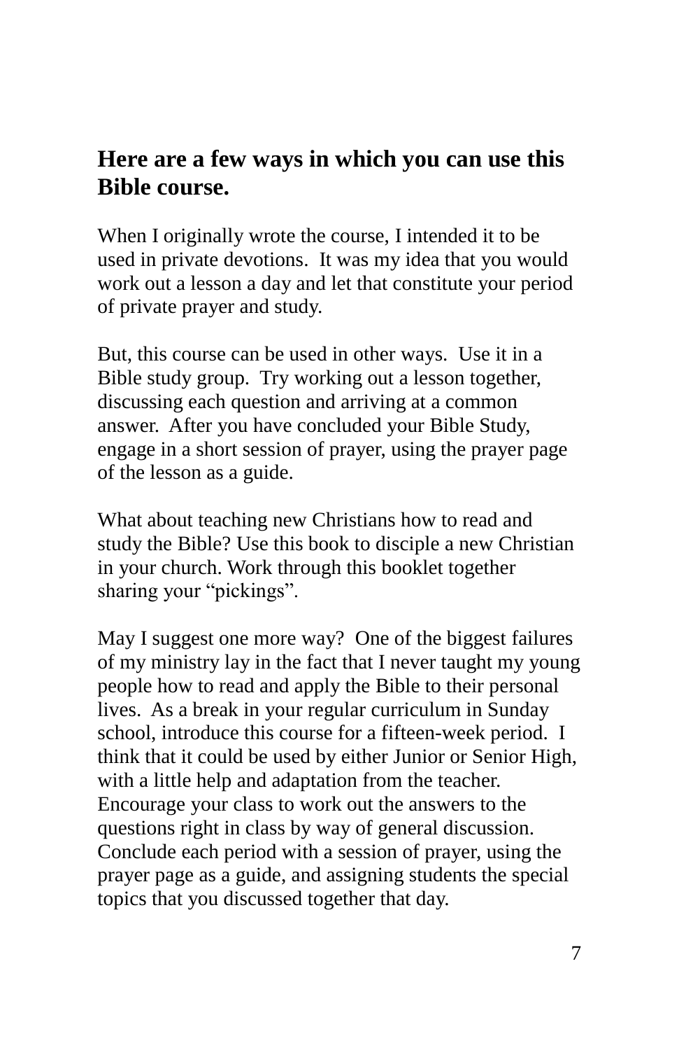## Here are a few ways in which you can use this Bible course.

When I originally wrote the course, I intended it to be used in private devotions. It was my idea that you would work out a lesson a day and let that constitute your period of private prayer and study.

But, this course can be used in other ways. Use it in a Bible study group. Try working out a lesson together, discussing each question and arriving at a common answer. After you have concluded your Bible Study, engage in a short session of prayer, using the prayer page of the lesson as a guide.

What about teaching new Christians how to read and study the Bible? Use this book to disciple a new Christian in your church. Work through this booklet together sharing your “pickings”.

May I suggest one more way? One of the biggest failures of my ministry lay in the fact that I never taught my young people how to read and apply the Bible to their personal lives. As a break in your regular curriculum in Sunday school, introduce this course for a fifteen-week period. I think that it could be used by either Junior or Senior High, with a little help and adaptation from the teacher. Encourage your class to work out the answers to the questions right in class by way of general discussion. Conclude each period with a session of prayer, using the prayer page as a guide, and assigning students the special topics that you discussed together that day.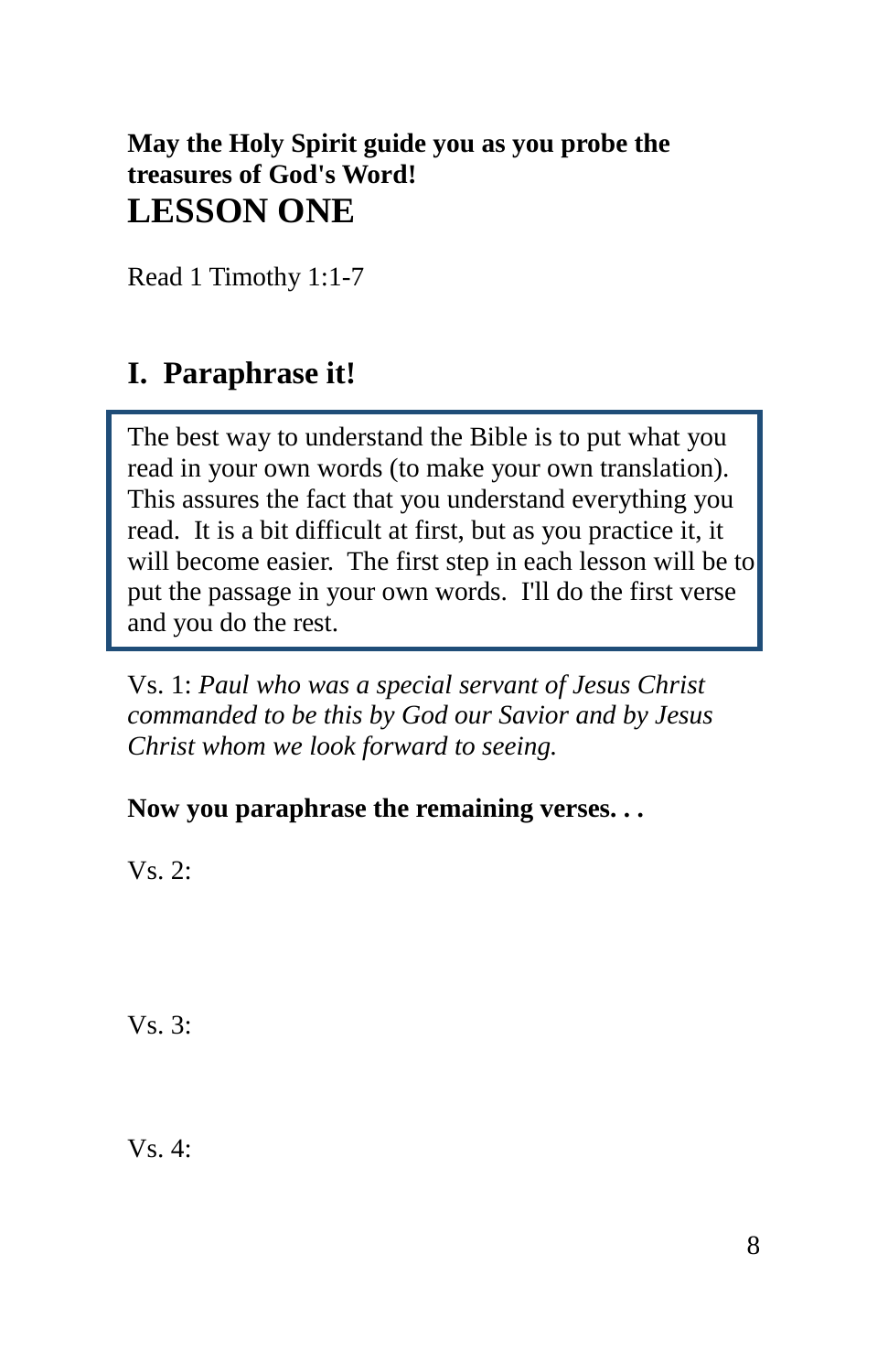**May the Holy Spirit guide you as you probe the treasures of God's Word!**

# LESSON ONE

Read 1 Timothy 1:1-7

## I. Paraphrase it!

The best way to understand the Bible is to put what you read in your own words (to make your own translation). This assures the fact that you understand everything you read. It is a bit difficult at first, but as you practice it, it will become easier. The first step in each lesson will be to put the passage in your own words. I'll do the first verse and you do the rest.

Vs. 1: *Paul who was a special servant of Jesus Christ commanded to be this by God our Savior and by Jesus Christ whom we look forward to seeing.*

**Now you paraphrase the remaining verses. . .**

Vs. 2:

Vs. 3:

Vs. 4: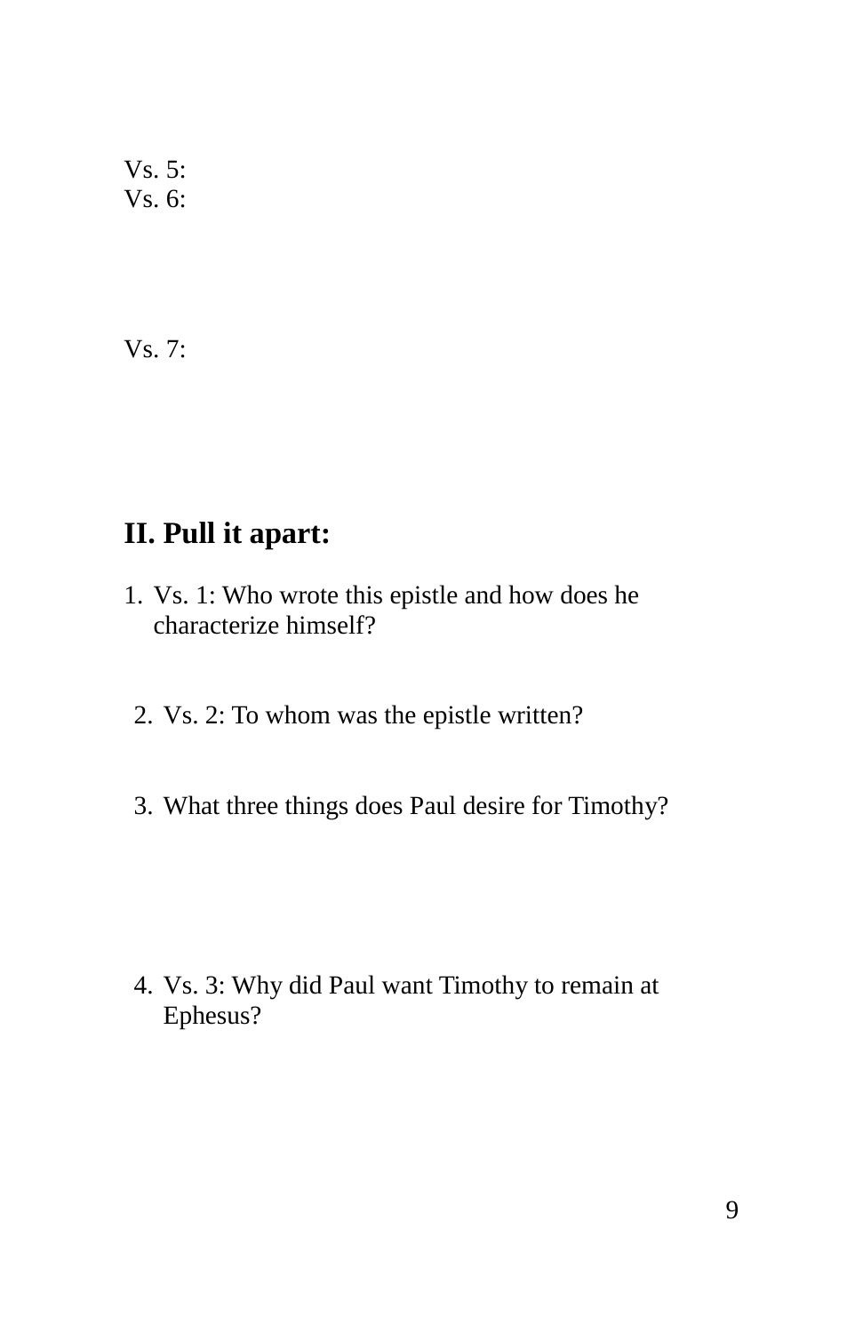Vs. 5:
Vs. 6:

Vs. 7:

## II. Pull it apart:

1. Vs. 1: Who wrote this epistle and how does he characterize himself?

2. Vs. 2: To whom was the epistle written?

3. What three things does Paul desire for Timothy?

4. Vs. 3: Why did Paul want Timothy to remain at Ephesus?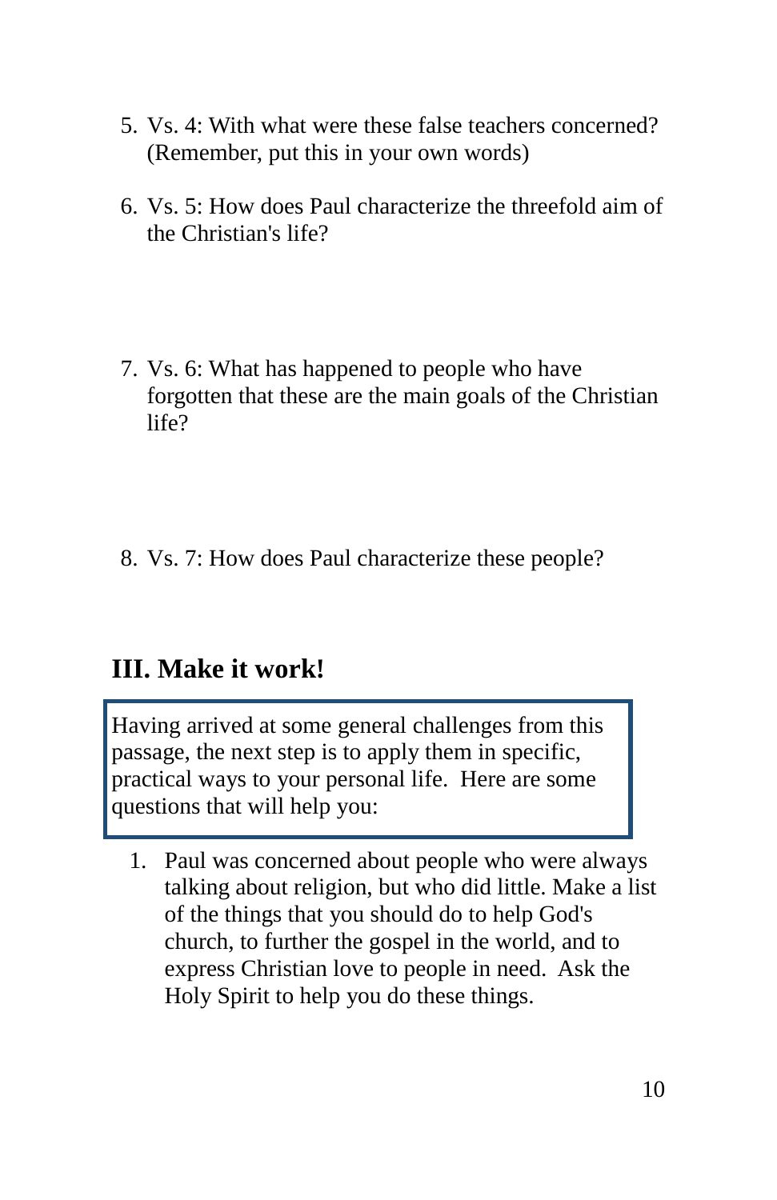5. Vs. 4: With what were these false teachers concerned? (Remember, put this in your own words)

6. Vs. 5: How does Paul characterize the threefold aim of the Christian's life?

7. Vs. 6: What has happened to people who have forgotten that these are the main goals of the Christian life?

8. Vs. 7: How does Paul characterize these people?

## III. Make it work!

Having arrived at some general challenges from this passage, the next step is to apply them in specific, practical ways to your personal life. Here are some questions that will help you:

1. Paul was concerned about people who were always talking about religion, but who did little. Make a list of the things that you should do to help God's church, to further the gospel in the world, and to express Christian love to people in need. Ask the Holy Spirit to help you do these things.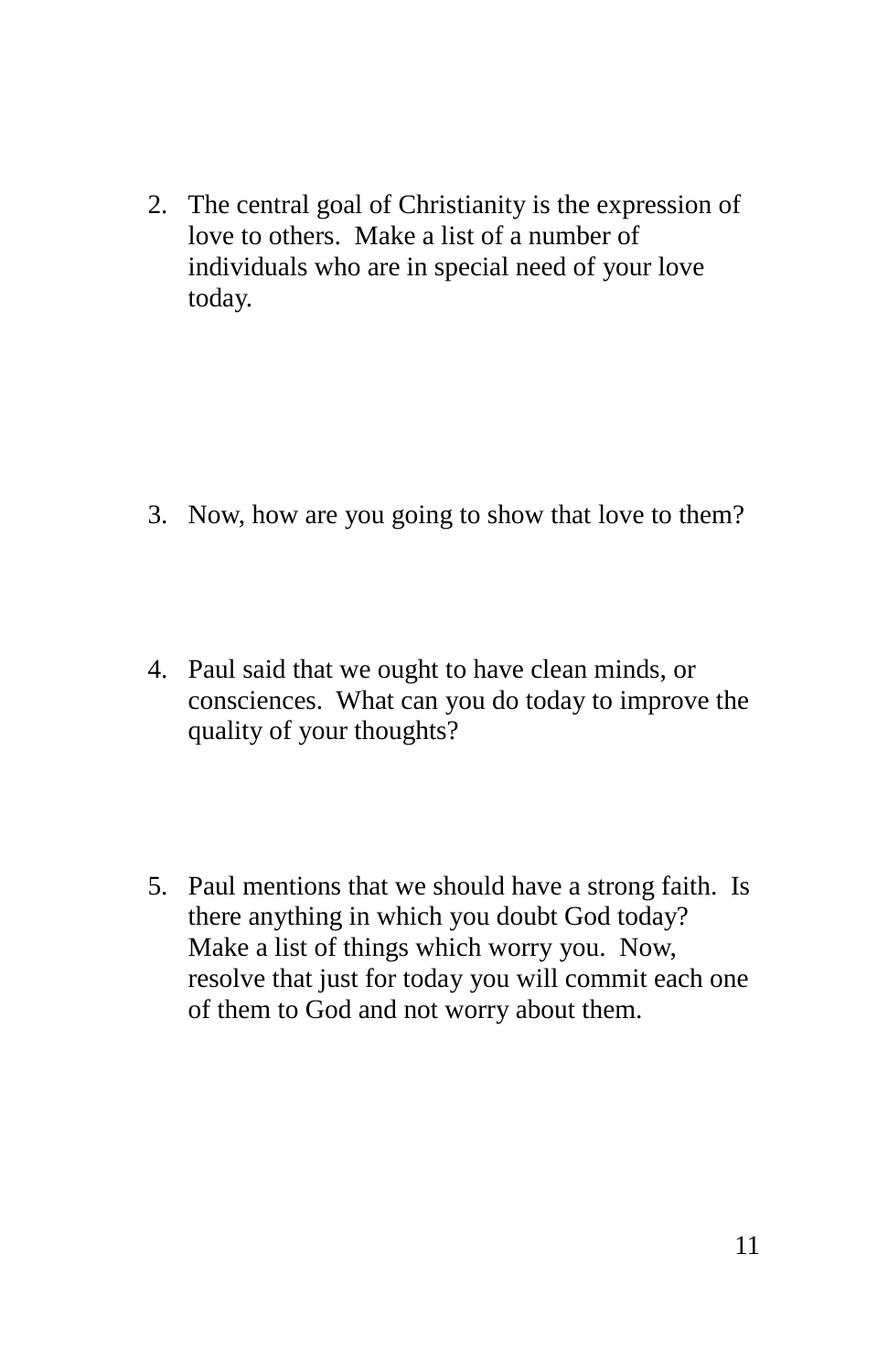2. The central goal of Christianity is the expression of love to others. Make a list of a number of individuals who are in special need of your love today.

3. Now, how are you going to show that love to them?

4. Paul said that we ought to have clean minds, or consciences. What can you do today to improve the quality of your thoughts?

5. Paul mentions that we should have a strong faith. Is there anything in which you doubt God today? Make a list of things which worry you. Now, resolve that just for today you will commit each one of them to God and not worry about them.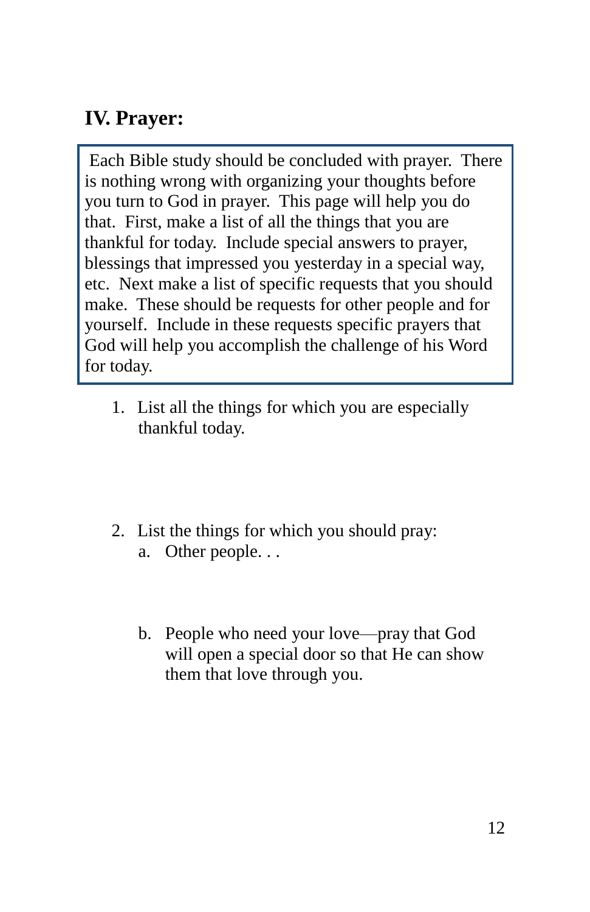## IV. Prayer:

> Each Bible study should be concluded with prayer. There is nothing wrong with organizing your thoughts before you turn to God in prayer. This page will help you do that. First, make a list of all the things that you are thankful for today. Include special answers to prayer, blessings that impressed you yesterday in a special way, etc. Next make a list of specific requests that you should make. These should be requests for other people and for yourself. Include in these requests specific prayers that God will help you accomplish the challenge of his Word for today.

1. List all the things for which you are especially thankful today.

2. List the things for which you should pray:
   a. Other people. . .

   b. People who need your love—pray that God will open a special door so that He can show them that love through you.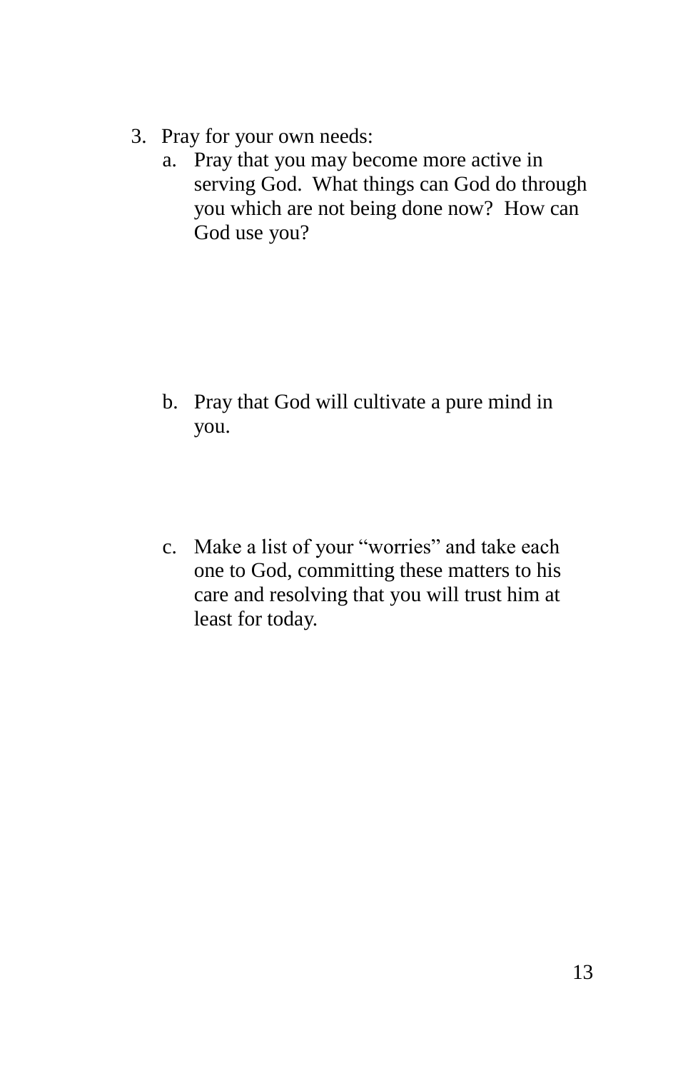3. Pray for your own needs:
    a. Pray that you may become more active in serving God. What things can God do through you which are not being done now? How can God use you?

    b. Pray that God will cultivate a pure mind in you.

    c. Make a list of your “worries” and take each one to God, committing these matters to his care and resolving that you will trust him at least for today.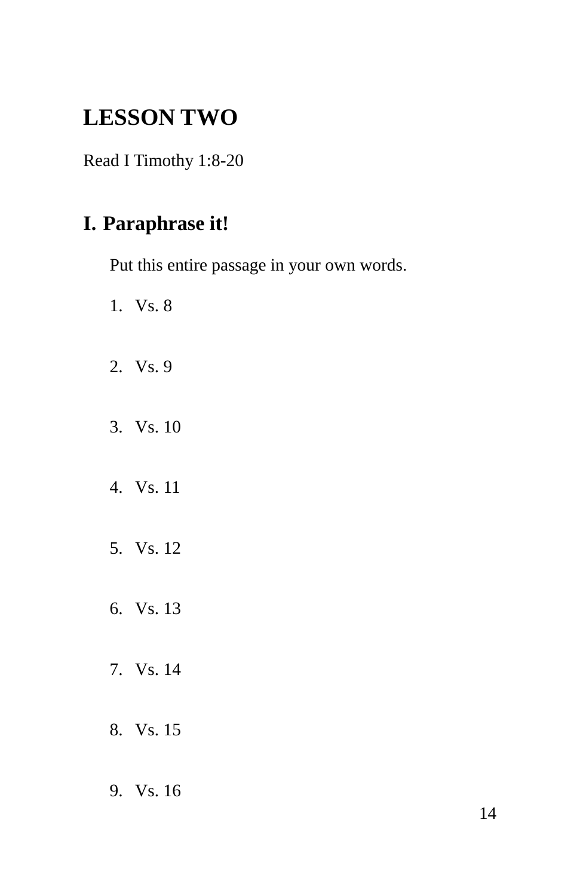# LESSON TWO

Read I Timothy 1:8-20

## I. Paraphrase it!

Put this entire passage in your own words.

1. Vs. 8

2. Vs. 9

3. Vs. 10

4. Vs. 11

5. Vs. 12

6. Vs. 13

7. Vs. 14

8. Vs. 15

9. Vs. 16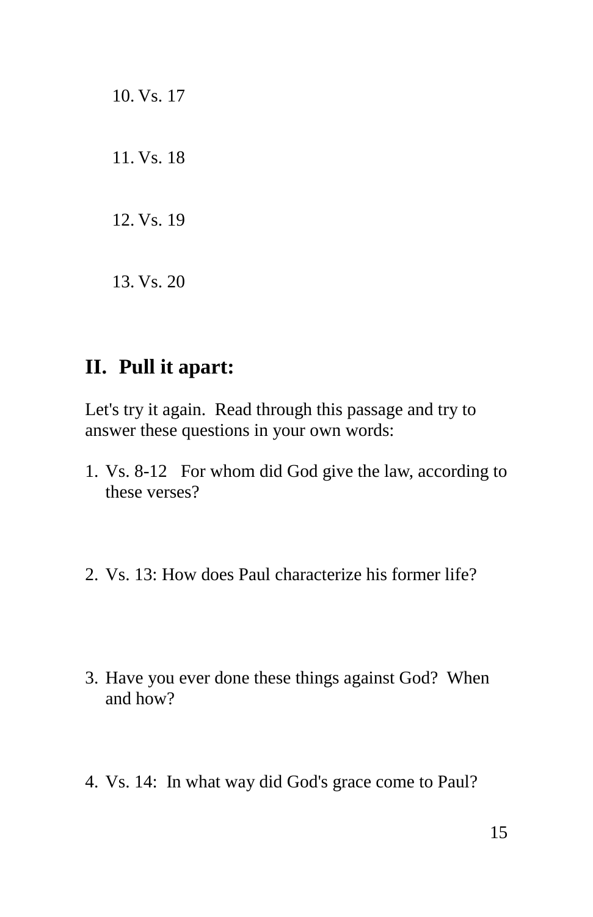10. Vs. 17

11. Vs. 18

12. Vs. 19

13. Vs. 20

## II. Pull it apart:

Let's try it again. Read through this passage and try to answer these questions in your own words:

1. Vs. 8-12 For whom did God give the law, according to these verses?

2. Vs. 13: How does Paul characterize his former life?

3. Have you ever done these things against God? When and how?

4. Vs. 14: In what way did God's grace come to Paul?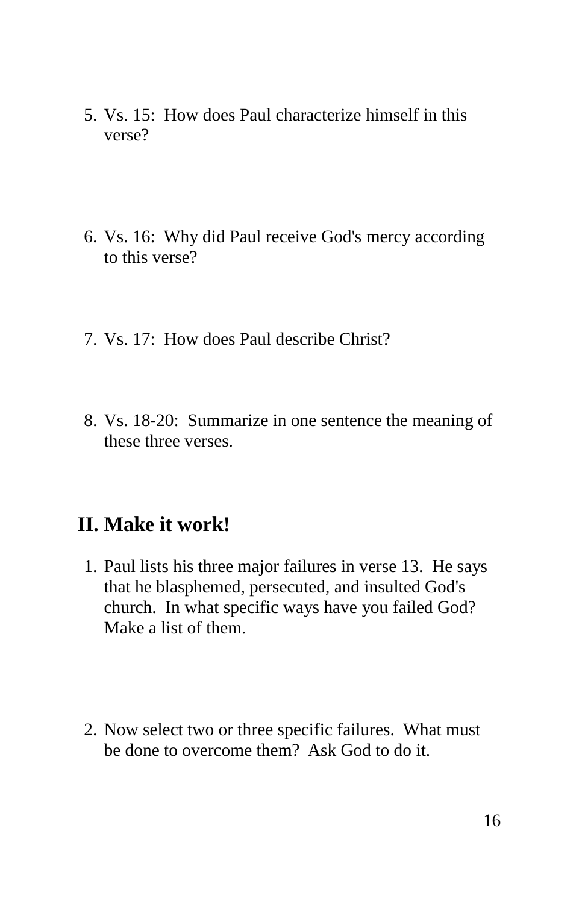5. Vs. 15: How does Paul characterize himself in this verse?

6. Vs. 16: Why did Paul receive God's mercy according to this verse?

7. Vs. 17: How does Paul describe Christ?

8. Vs. 18-20: Summarize in one sentence the meaning of these three verses.

## II. Make it work!

1. Paul lists his three major failures in verse 13. He says that he blasphemed, persecuted, and insulted God's church. In what specific ways have you failed God? Make a list of them.

2. Now select two or three specific failures. What must be done to overcome them? Ask God to do it.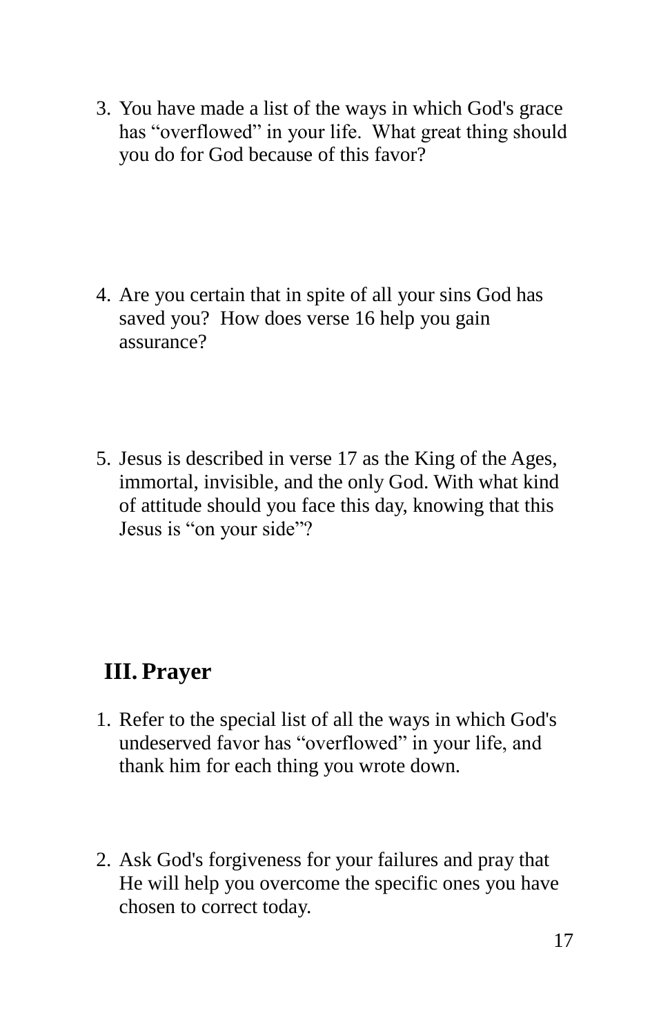3. You have made a list of the ways in which God's grace has "overflowed" in your life. What great thing should you do for God because of this favor?

4. Are you certain that in spite of all your sins God has saved you? How does verse 16 help you gain assurance?

5. Jesus is described in verse 17 as the King of the Ages, immortal, invisible, and the only God. With what kind of attitude should you face this day, knowing that this Jesus is "on your side"?

## III. Prayer

1. Refer to the special list of all the ways in which God's undeserved favor has "overflowed" in your life, and thank him for each thing you wrote down.

2. Ask God's forgiveness for your failures and pray that He will help you overcome the specific ones you have chosen to correct today.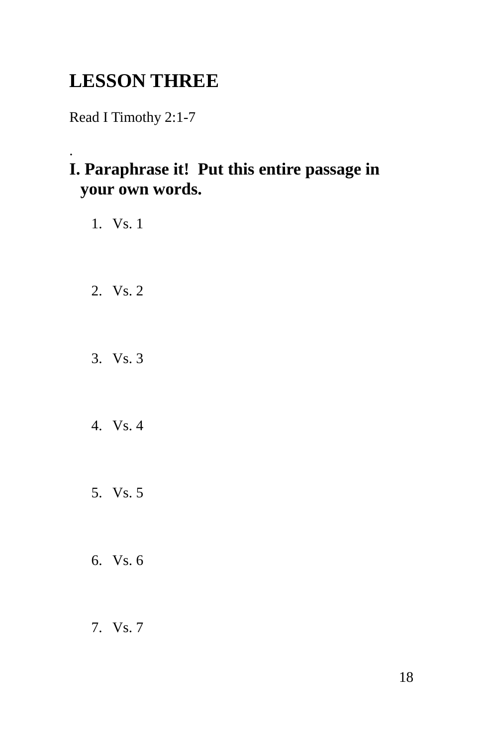# LESSON THREE

Read I Timothy 2:1-7

.

## I. Paraphrase it! Put this entire passage in your own words.

1. Vs. 1

2. Vs. 2

3. Vs. 3

4. Vs. 4

5. Vs. 5

6. Vs. 6

7. Vs. 7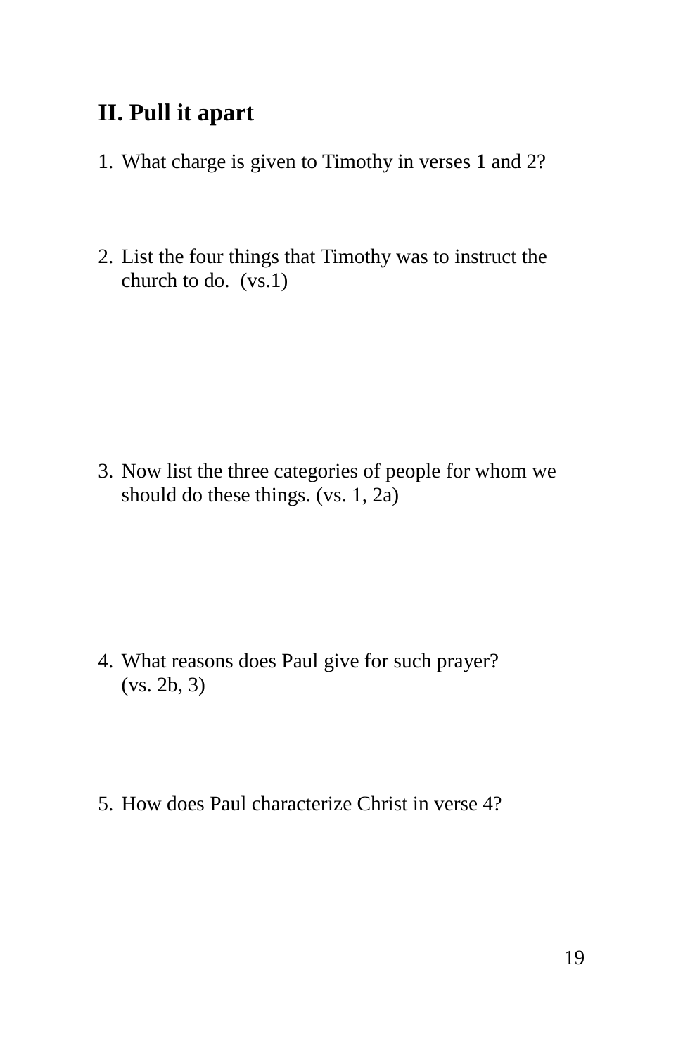## II. Pull it apart

1. What charge is given to Timothy in verses 1 and 2?

2. List the four things that Timothy was to instruct the church to do. (vs.1)

3. Now list the three categories of people for whom we should do these things. (vs. 1, 2a)

4. What reasons does Paul give for such prayer? (vs. 2b, 3)

5. How does Paul characterize Christ in verse 4?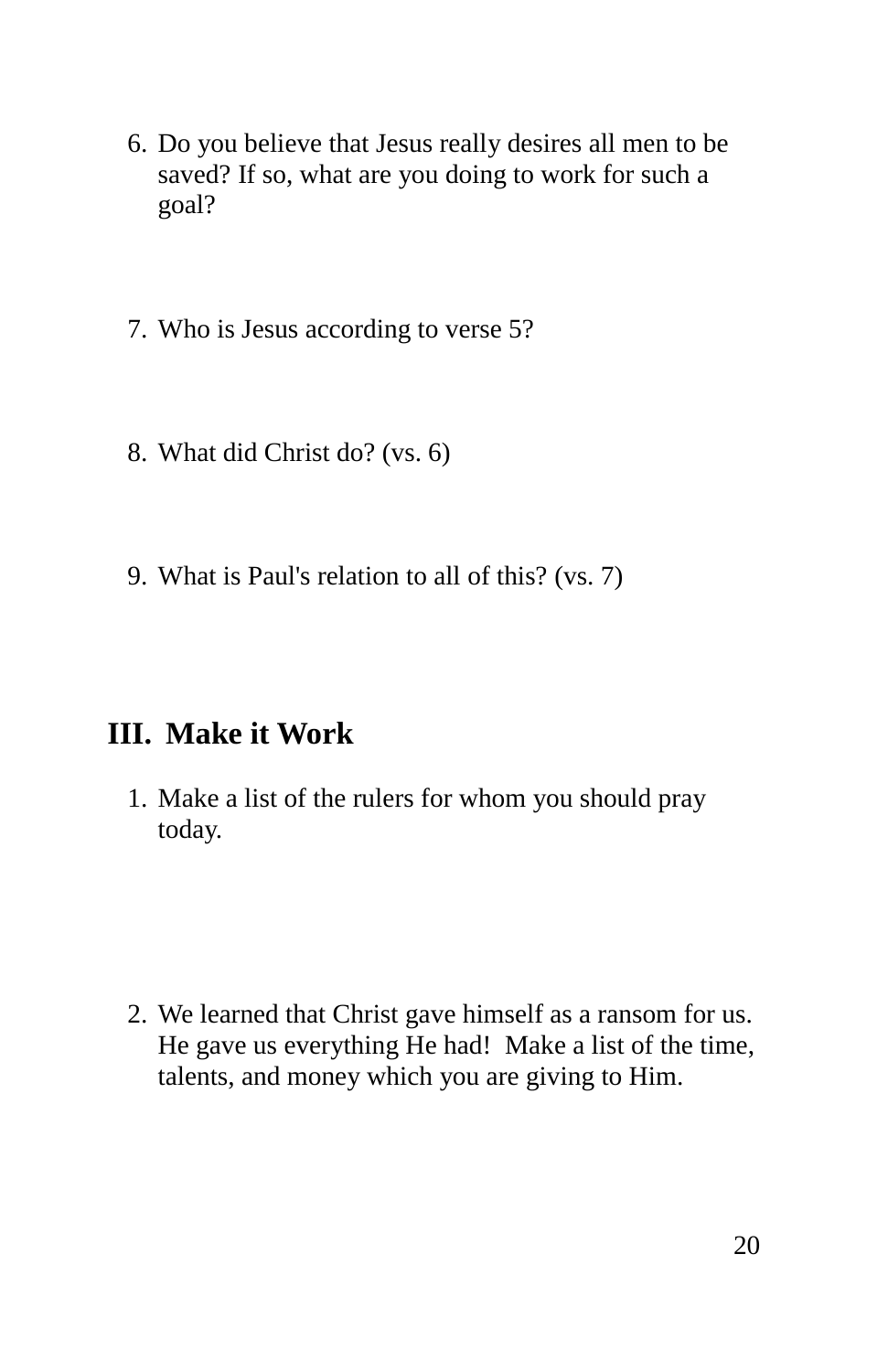6. Do you believe that Jesus really desires all men to be saved? If so, what are you doing to work for such a goal?

7. Who is Jesus according to verse 5?

8. What did Christ do? (vs. 6)

9. What is Paul's relation to all of this? (vs. 7)

## III. Make it Work

1. Make a list of the rulers for whom you should pray today.

2. We learned that Christ gave himself as a ransom for us. He gave us everything He had! Make a list of the time, talents, and money which you are giving to Him.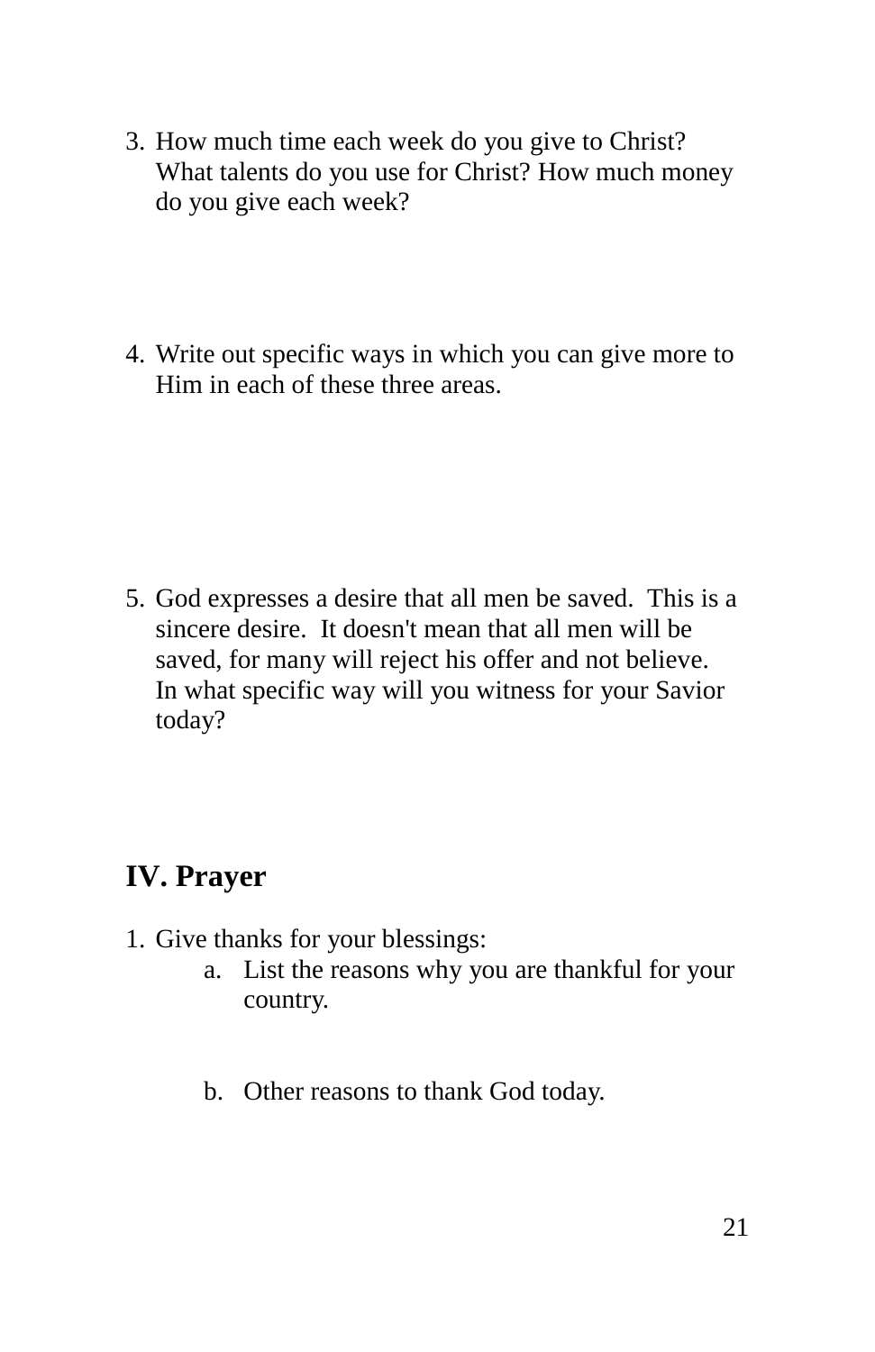3. How much time each week do you give to Christ? What talents do you use for Christ? How much money do you give each week?

4. Write out specific ways in which you can give more to Him in each of these three areas.

5. God expresses a desire that all men be saved.  This is a sincere desire.  It doesn't mean that all men will be saved, for many will reject his offer and not believe. In what specific way will you witness for your Savior today?

## IV. Prayer

1. Give thanks for your blessings:
    a. List the reasons why you are thankful for your country.

    b. Other reasons to thank God today.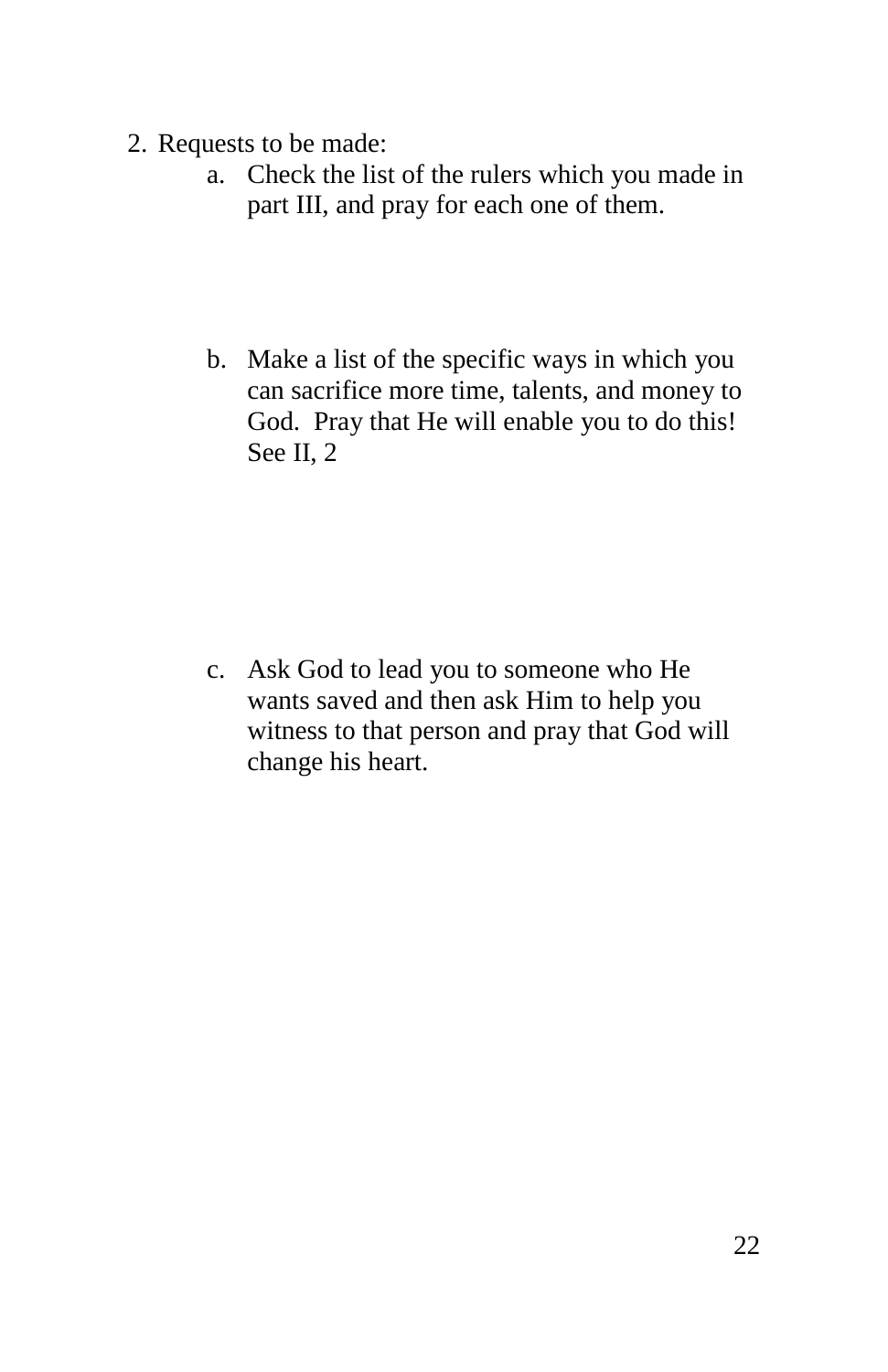2. Requests to be made:
    a. Check the list of the rulers which you made in part III, and pray for each one of them.

    b. Make a list of the specific ways in which you can sacrifice more time, talents, and money to God. Pray that He will enable you to do this! See II, 2

    c. Ask God to lead you to someone who He wants saved and then ask Him to help you witness to that person and pray that God will change his heart.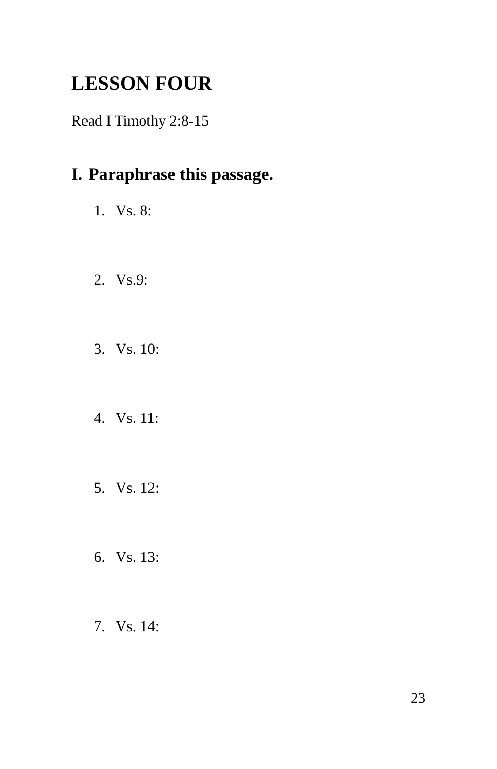# LESSON FOUR

Read I Timothy 2:8-15

## I. Paraphrase this passage.

1. Vs. 8:

2. Vs.9:

3. Vs. 10:

4. Vs. 11:

5. Vs. 12:

6. Vs. 13:

7. Vs. 14: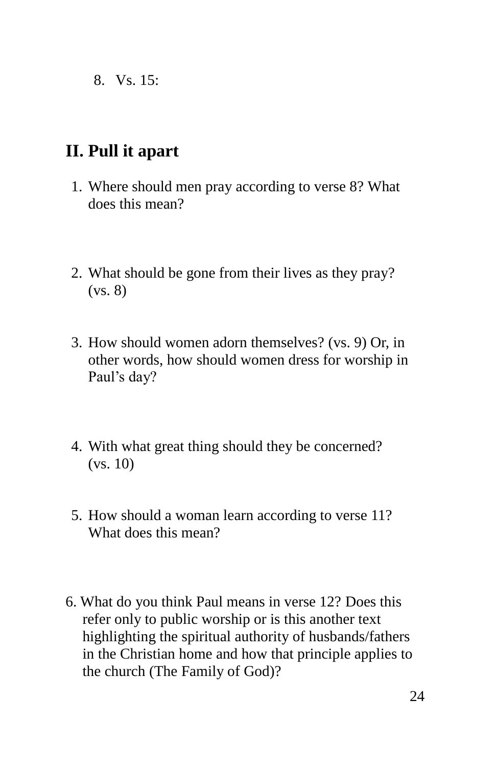8. Vs. 15:

## II. Pull it apart

1. Where should men pray according to verse 8? What does this mean?

2. What should be gone from their lives as they pray? (vs. 8)

3. How should women adorn themselves? (vs. 9) Or, in other words, how should women dress for worship in Paul's day?

4. With what great thing should they be concerned? (vs. 10)

5. How should a woman learn according to verse 11? What does this mean?

6. What do you think Paul means in verse 12? Does this refer only to public worship or is this another text highlighting the spiritual authority of husbands/fathers in the Christian home and how that principle applies to the church (The Family of God)?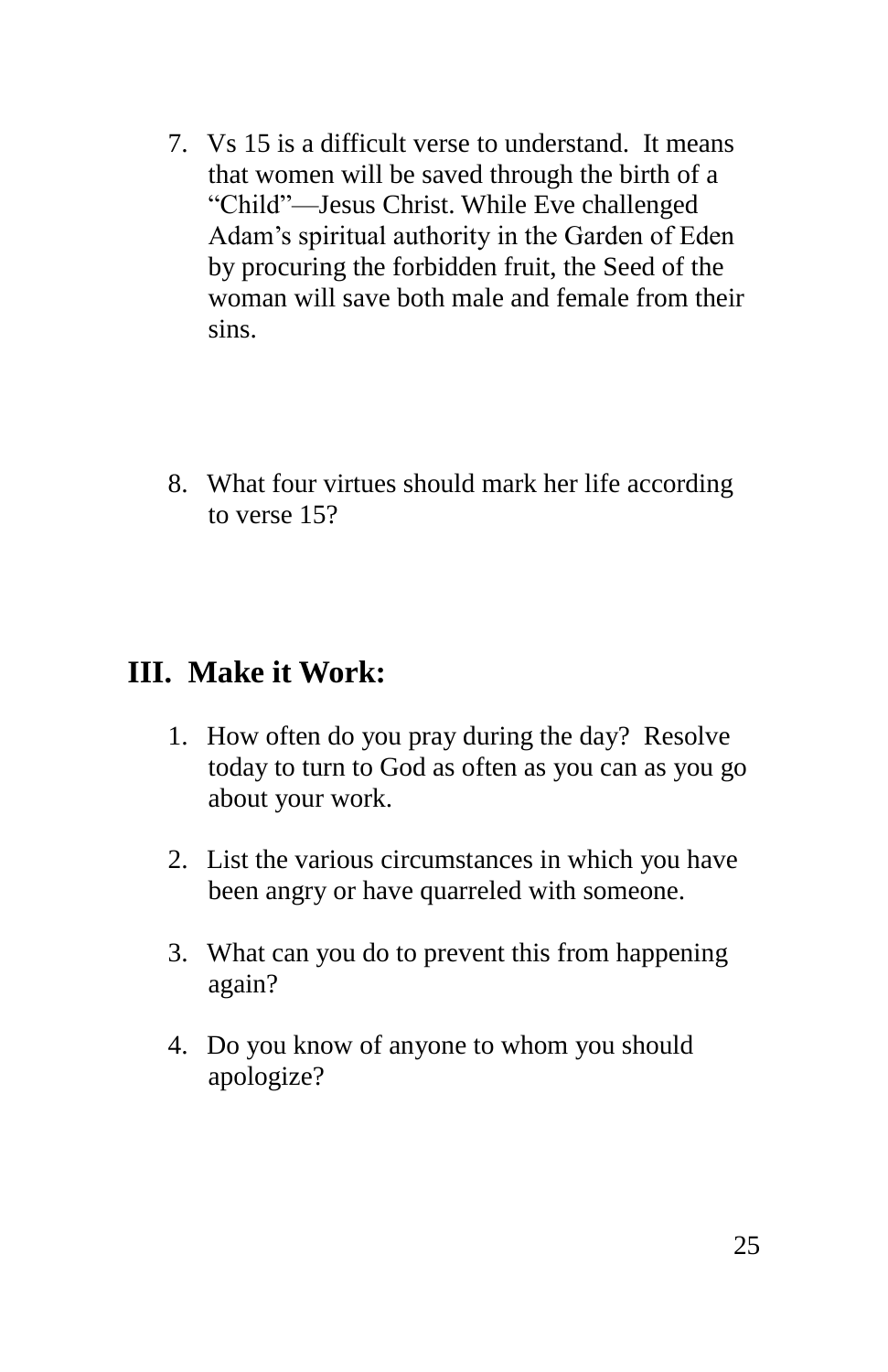7. Vs 15 is a difficult verse to understand. It means that women will be saved through the birth of a “Child”—Jesus Christ. While Eve challenged Adam’s spiritual authority in the Garden of Eden by procuring the forbidden fruit, the Seed of the woman will save both male and female from their sins.

8. What four virtues should mark her life according to verse 15?

## III. Make it Work:

1. How often do you pray during the day? Resolve today to turn to God as often as you can as you go about your work.

2. List the various circumstances in which you have been angry or have quarreled with someone.

3. What can you do to prevent this from happening again?

4. Do you know of anyone to whom you should apologize?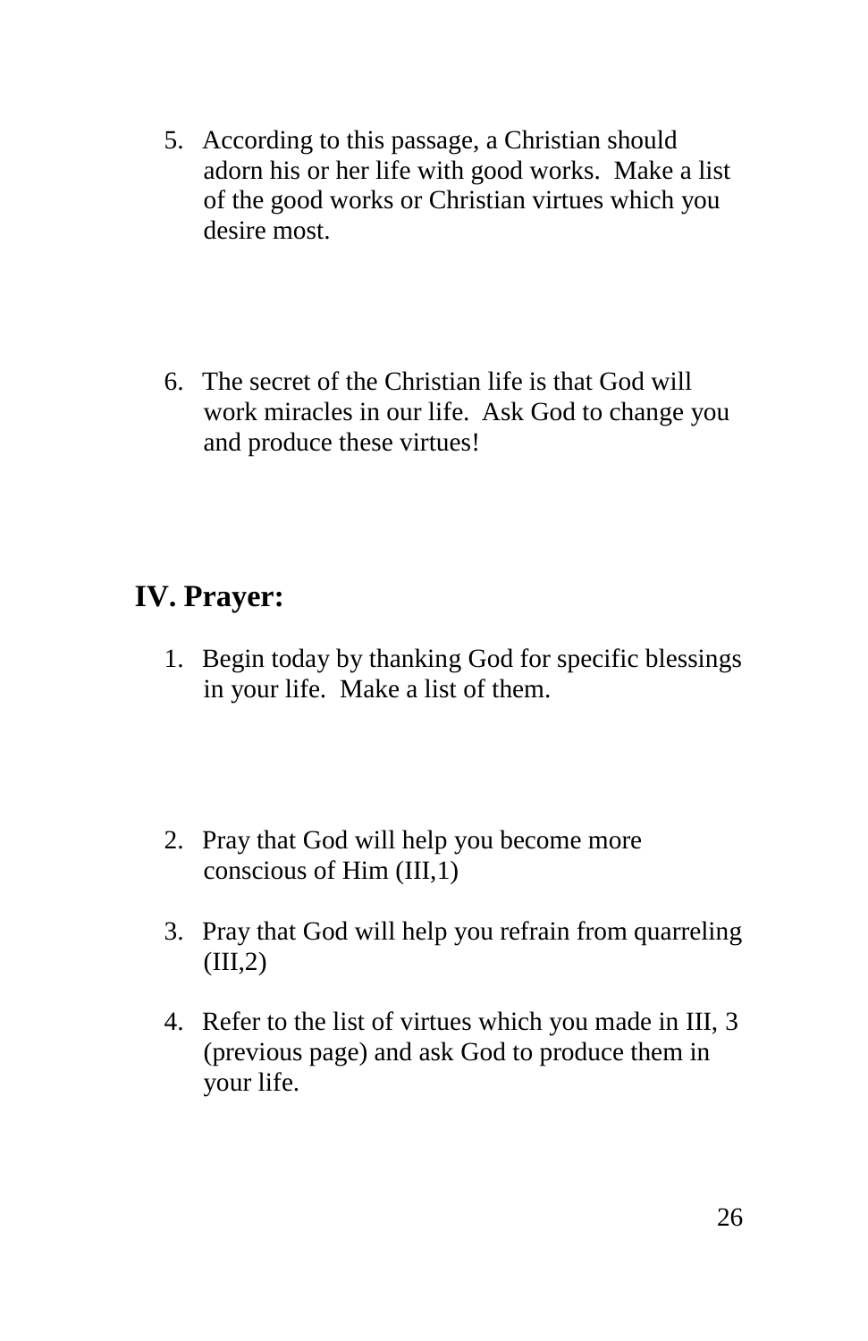5. According to this passage, a Christian should adorn his or her life with good works. Make a list of the good works or Christian virtues which you desire most.

6. The secret of the Christian life is that God will work miracles in our life. Ask God to change you and produce these virtues!

## IV. Prayer:

1. Begin today by thanking God for specific blessings in your life. Make a list of them.

2. Pray that God will help you become more conscious of Him (III,1)

3. Pray that God will help you refrain from quarreling (III,2)

4. Refer to the list of virtues which you made in III, 3 (previous page) and ask God to produce them in your life.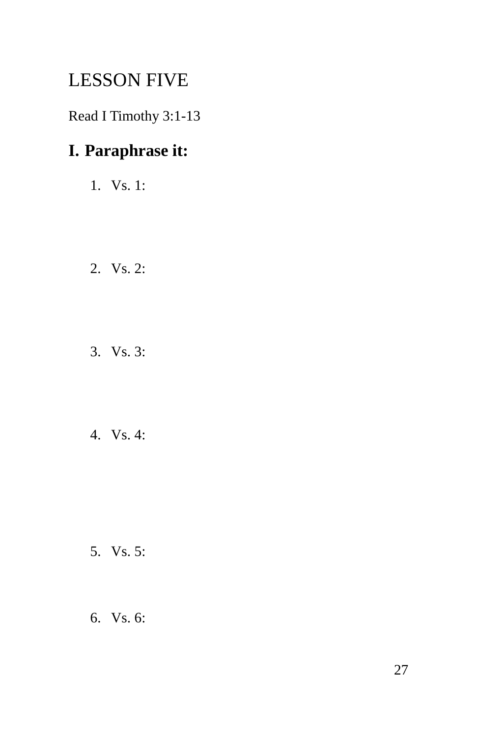# LESSON FIVE

Read I Timothy 3:1-13

## I. Paraphrase it:

1. Vs. 1:

2. Vs. 2:

3. Vs. 3:

4. Vs. 4:

5. Vs. 5:

6. Vs. 6: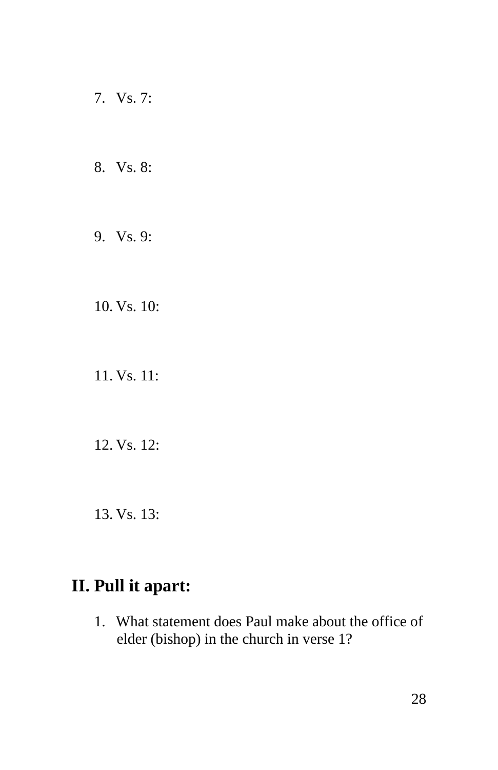7. Vs. 7:

8. Vs. 8:

9. Vs. 9:

10. Vs. 10:

11. Vs. 11:

12. Vs. 12:

13. Vs. 13:

## II. Pull it apart:

1. What statement does Paul make about the office of elder (bishop) in the church in verse 1?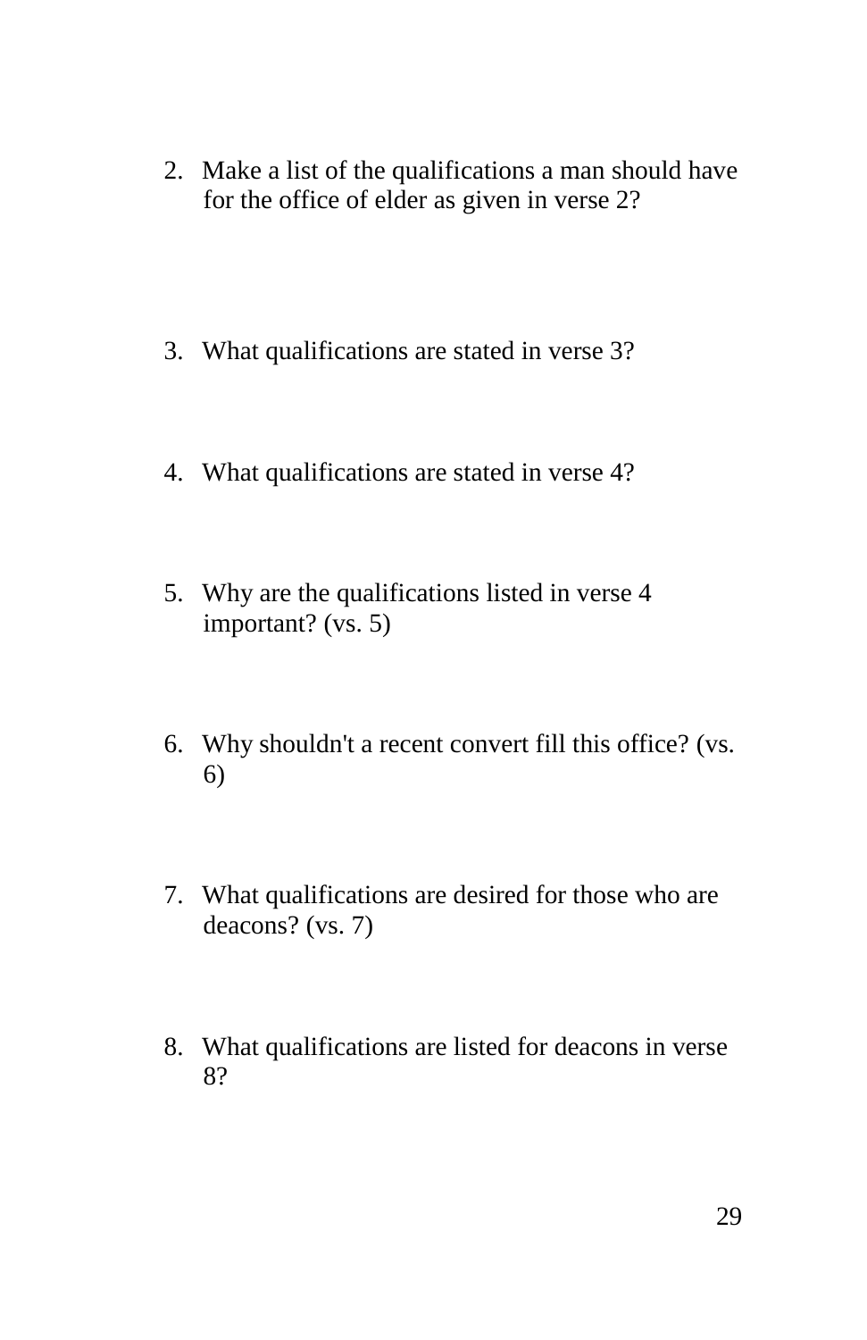2. Make a list of the qualifications a man should have for the office of elder as given in verse 2?

3. What qualifications are stated in verse 3?

4. What qualifications are stated in verse 4?

5. Why are the qualifications listed in verse 4 important? (vs. 5)

6. Why shouldn't a recent convert fill this office? (vs. 6)

7. What qualifications are desired for those who are deacons? (vs. 7)

8. What qualifications are listed for deacons in verse 8?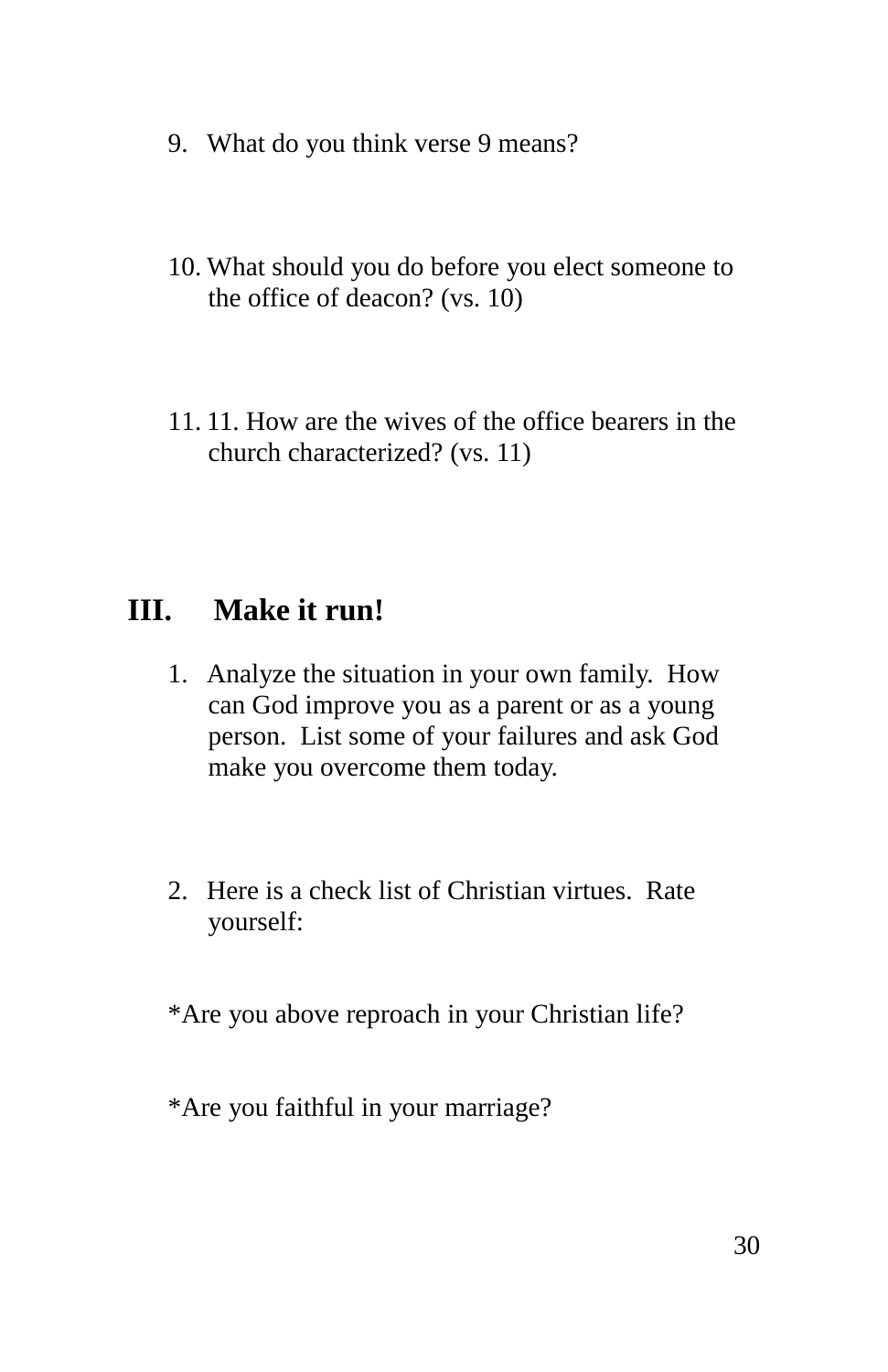9. What do you think verse 9 means?

10. What should you do before you elect someone to the office of deacon? (vs. 10)

11. 11. How are the wives of the office bearers in the church characterized? (vs. 11)

## III. Make it run!

1. Analyze the situation in your own family. How can God improve you as a parent or as a young person. List some of your failures and ask God make you overcome them today.

2. Here is a check list of Christian virtues. Rate yourself:

*Are you above reproach in your Christian life?

*Are you faithful in your marriage?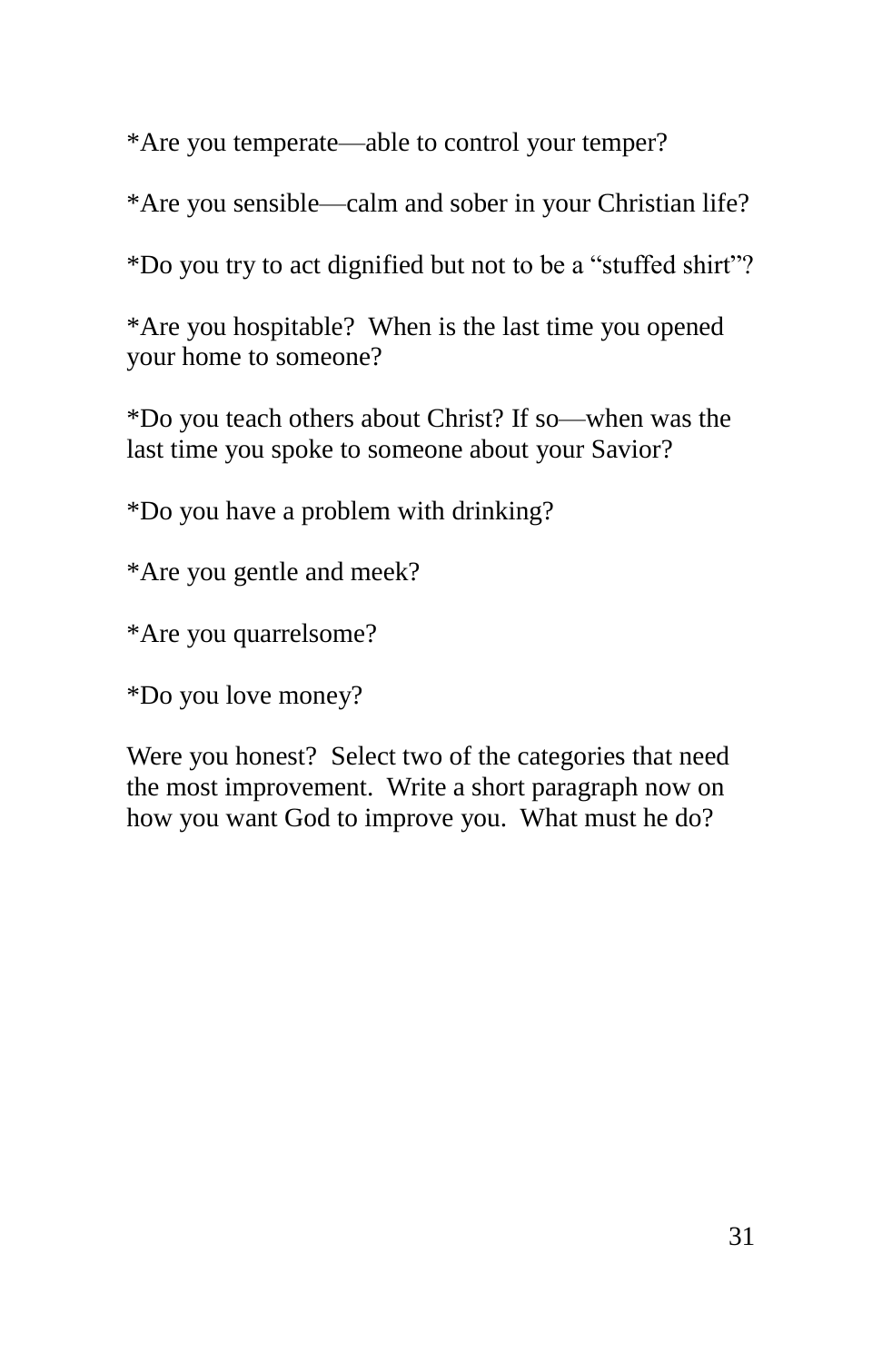*Are you temperate—able to control your temper?

*Are you sensible—calm and sober in your Christian life?

*Do you try to act dignified but not to be a "stuffed shirt"?

*Are you hospitable?  When is the last time you opened your home to someone?

*Do you teach others about Christ? If so—when was the last time you spoke to someone about your Savior?

*Do you have a problem with drinking?

*Are you gentle and meek?

*Are you quarrelsome?

*Do you love money?

Were you honest?  Select two of the categories that need the most improvement.  Write a short paragraph now on how you want God to improve you.  What must he do?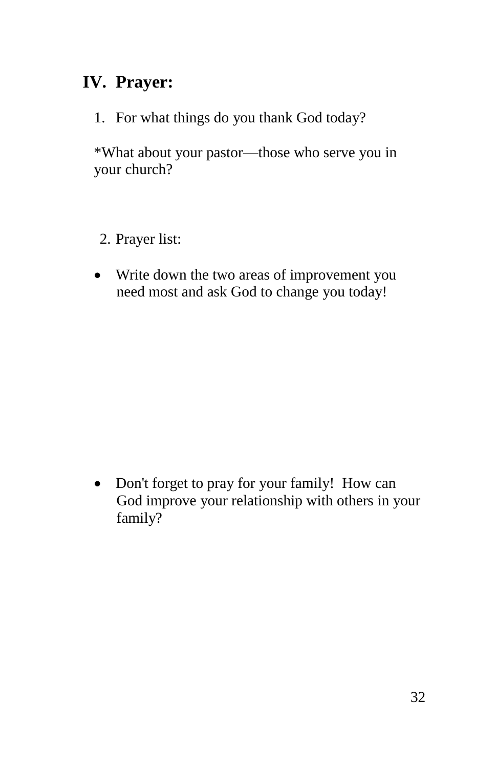## IV. Prayer:

1. For what things do you thank God today?

*What about your pastor—those who serve you in your church?

2. Prayer list:

- Write down the two areas of improvement you need most and ask God to change you today!

- Don't forget to pray for your family! How can God improve your relationship with others in your family?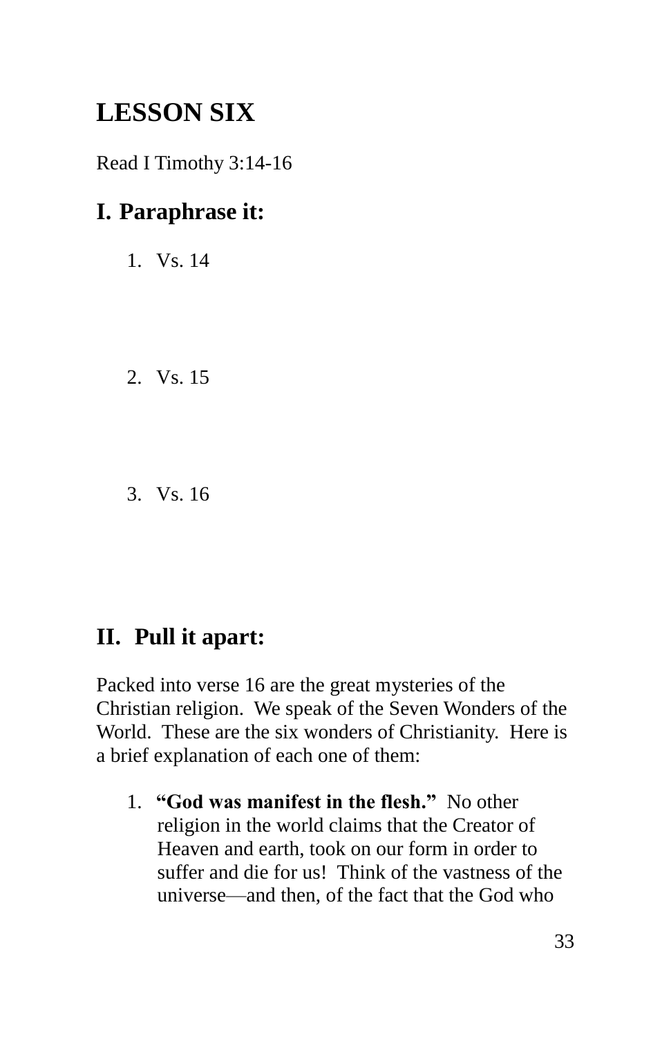# LESSON SIX

Read I Timothy 3:14-16

## I. Paraphrase it:

1. Vs. 14

2. Vs. 15

3. Vs. 16

## II. Pull it apart:

Packed into verse 16 are the great mysteries of the Christian religion. We speak of the Seven Wonders of the World. These are the six wonders of Christianity. Here is a brief explanation of each one of them:

1. **"God was manifest in the flesh."** No other religion in the world claims that the Creator of Heaven and earth, took on our form in order to suffer and die for us! Think of the vastness of the universe—and then, of the fact that the God who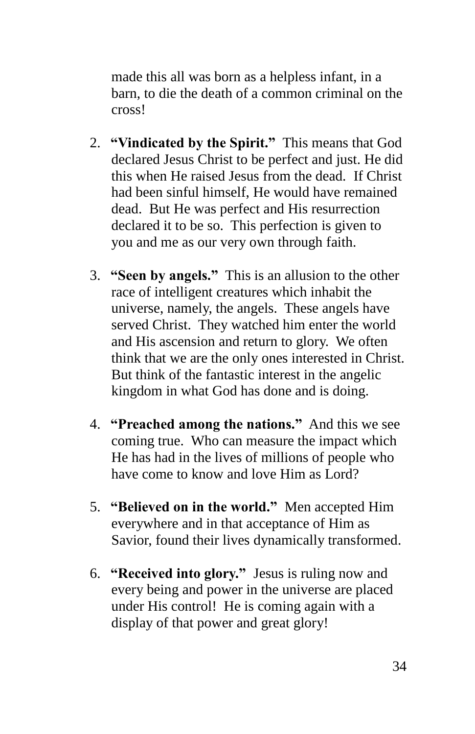made this all was born as a helpless infant, in a barn, to die the death of a common criminal on the cross!

2. **"Vindicated by the Spirit."** This means that God declared Jesus Christ to be perfect and just. He did this when He raised Jesus from the dead. If Christ had been sinful himself, He would have remained dead. But He was perfect and His resurrection declared it to be so. This perfection is given to you and me as our very own through faith.

3. **"Seen by angels."** This is an allusion to the other race of intelligent creatures which inhabit the universe, namely, the angels. These angels have served Christ. They watched him enter the world and His ascension and return to glory. We often think that we are the only ones interested in Christ. But think of the fantastic interest in the angelic kingdom in what God has done and is doing.

4. **"Preached among the nations."** And this we see coming true. Who can measure the impact which He has had in the lives of millions of people who have come to know and love Him as Lord?

5. **"Believed on in the world."** Men accepted Him everywhere and in that acceptance of Him as Savior, found their lives dynamically transformed.

6. **"Received into glory."** Jesus is ruling now and every being and power in the universe are placed under His control! He is coming again with a display of that power and great glory!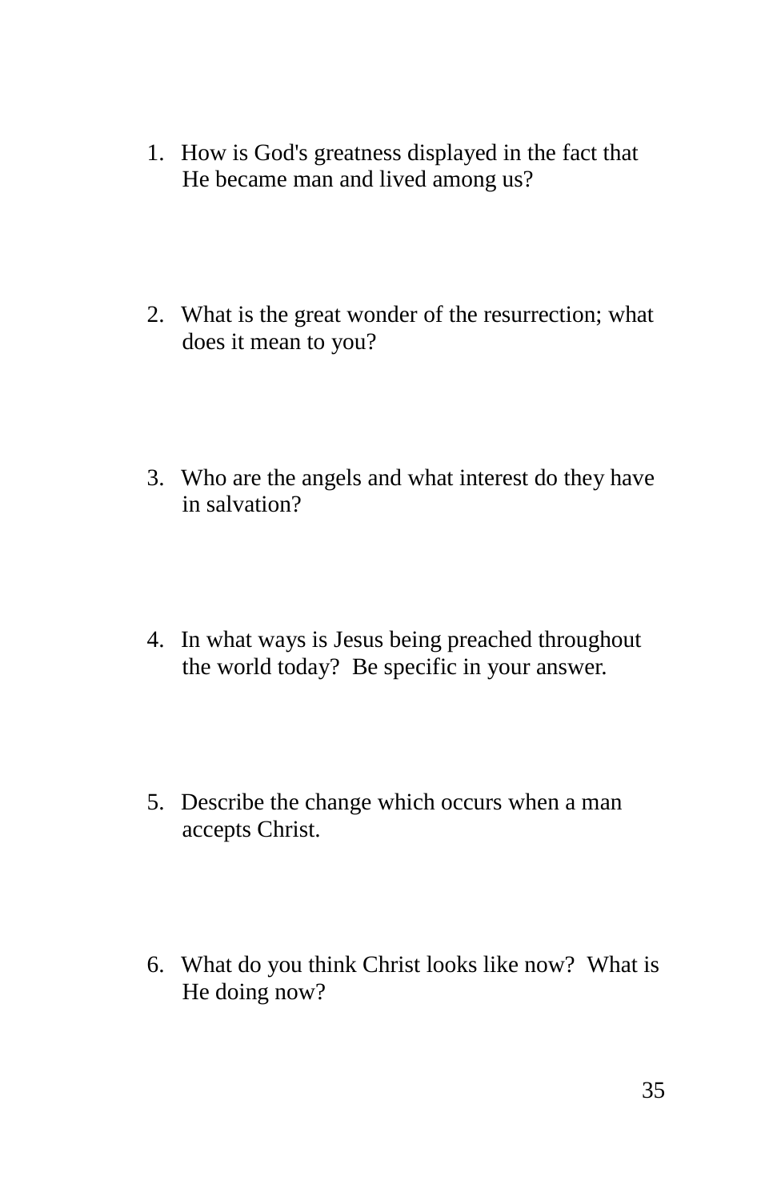1. How is God's greatness displayed in the fact that He became man and lived among us?

2. What is the great wonder of the resurrection; what does it mean to you?

3. Who are the angels and what interest do they have in salvation?

4. In what ways is Jesus being preached throughout the world today? Be specific in your answer.

5. Describe the change which occurs when a man accepts Christ.

6. What do you think Christ looks like now? What is He doing now?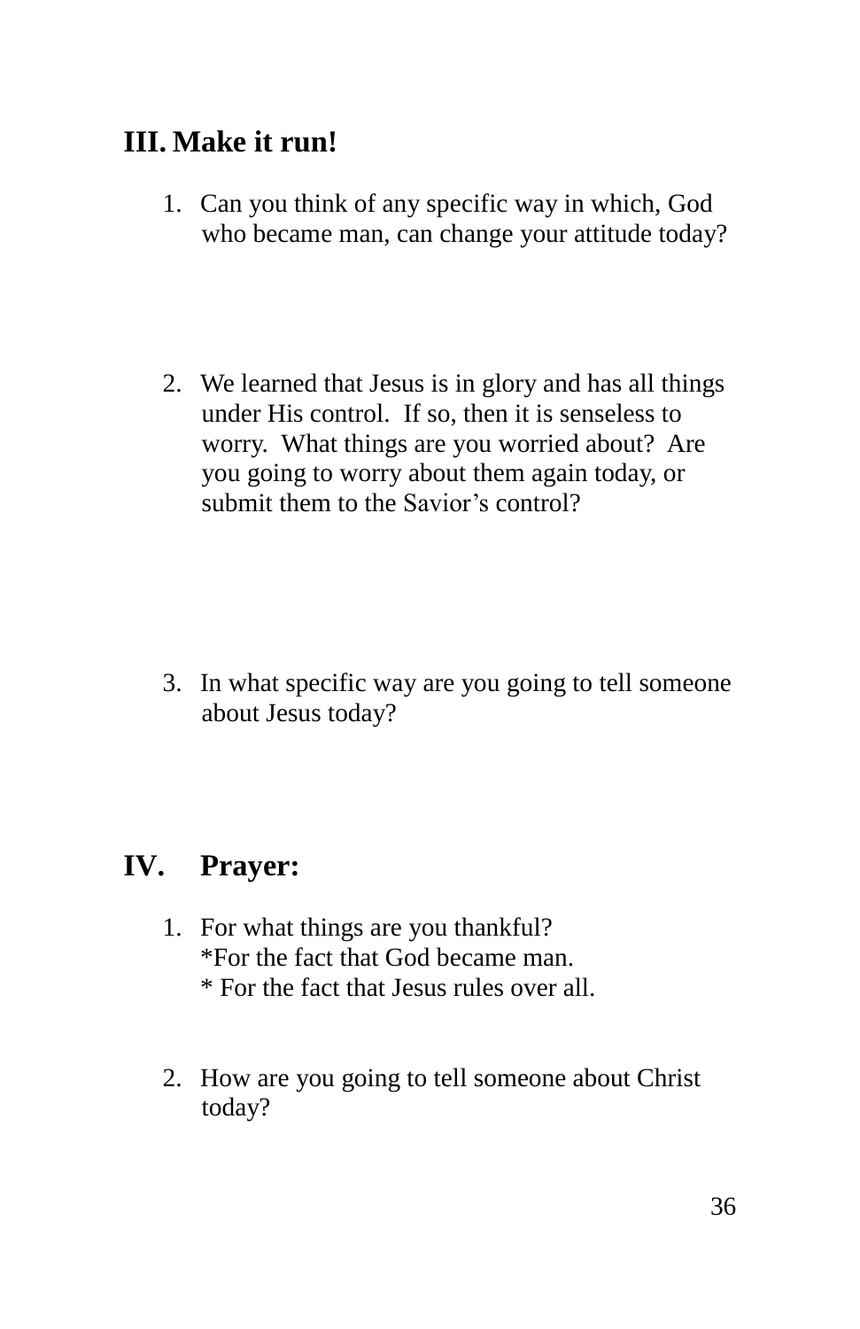## III. Make it run!

1. Can you think of any specific way in which, God who became man, can change your attitude today?

2. We learned that Jesus is in glory and has all things under His control. If so, then it is senseless to worry. What things are you worried about? Are you going to worry about them again today, or submit them to the Savior's control?

3. In what specific way are you going to tell someone about Jesus today?

## IV. Prayer:

1. For what things are you thankful?
   *For the fact that God became man.
   * For the fact that Jesus rules over all.

2. How are you going to tell someone about Christ today?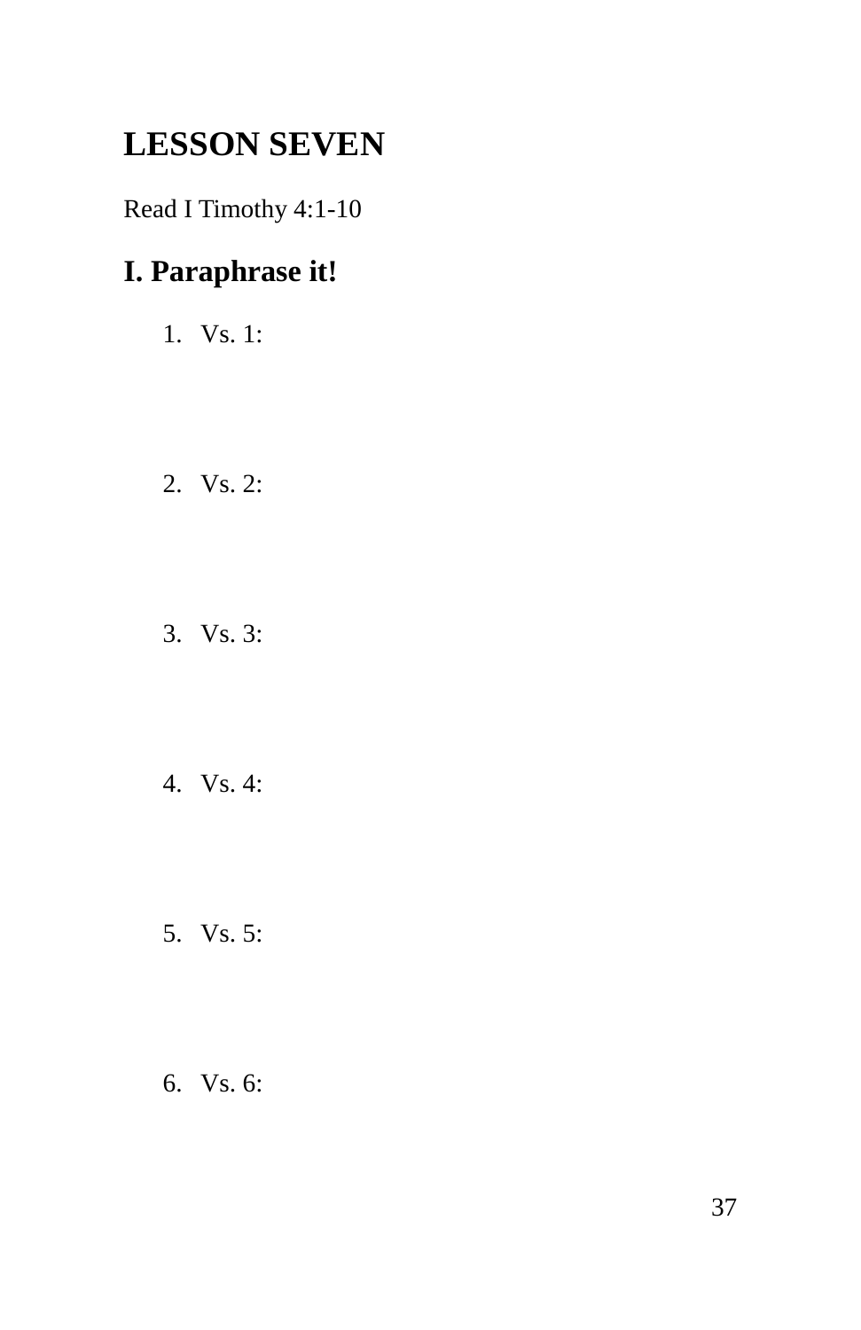# LESSON SEVEN

Read I Timothy 4:1-10

## I. Paraphrase it!

1. Vs. 1:

2. Vs. 2:

3. Vs. 3:

4. Vs. 4:

5. Vs. 5:

6. Vs. 6: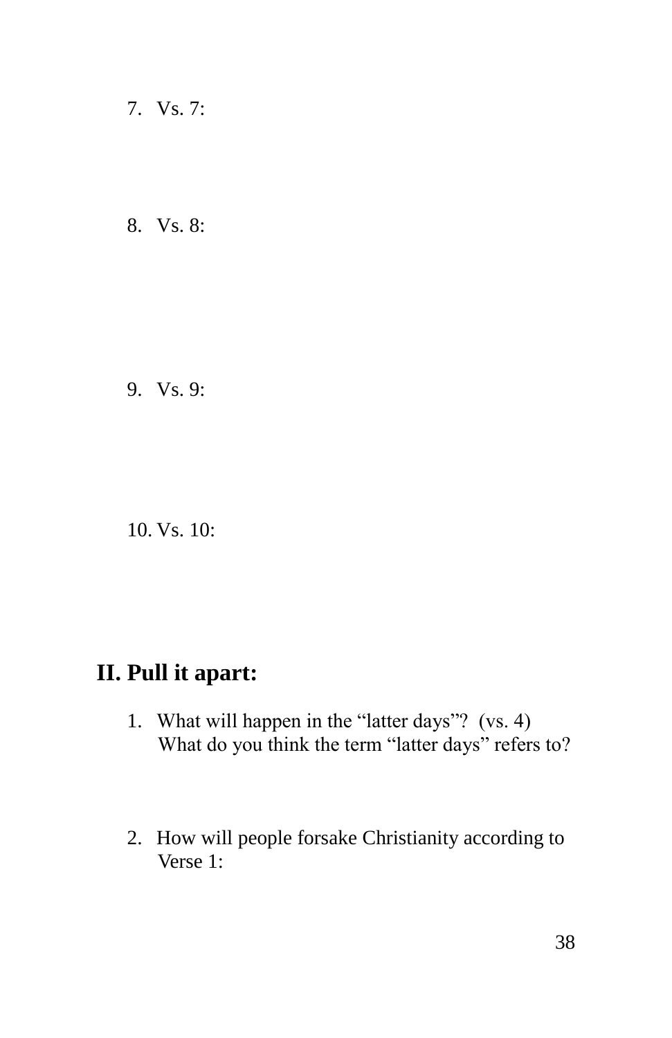7. Vs. 7:

8. Vs. 8:

9. Vs. 9:

10. Vs. 10:

## II. Pull it apart:

1. What will happen in the "latter days"? (vs. 4) What do you think the term "latter days" refers to?

2. How will people forsake Christianity according to Verse 1: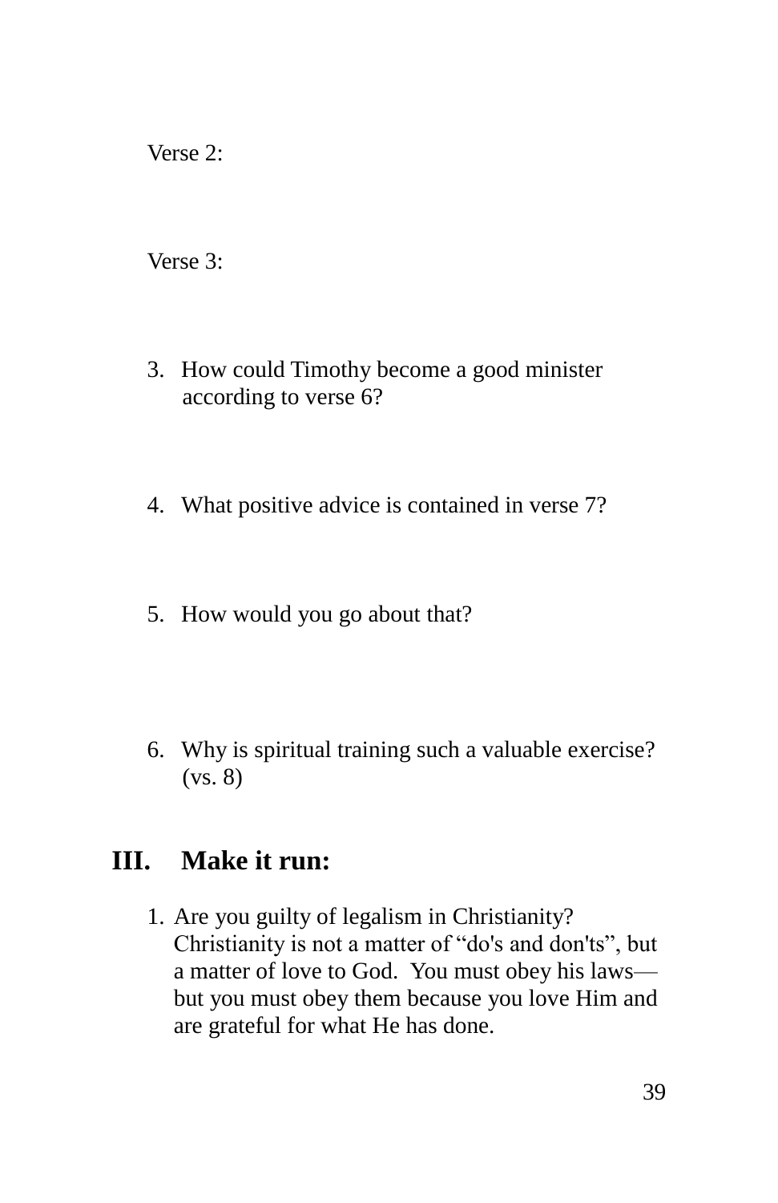Verse 2:

Verse 3:

3. How could Timothy become a good minister according to verse 6?

4. What positive advice is contained in verse 7?

5. How would you go about that?

6. Why is spiritual training such a valuable exercise? (vs. 8)

## III. Make it run:

1. Are you guilty of legalism in Christianity? Christianity is not a matter of “do's and don'ts”, but a matter of love to God. You must obey his laws—but you must obey them because you love Him and are grateful for what He has done.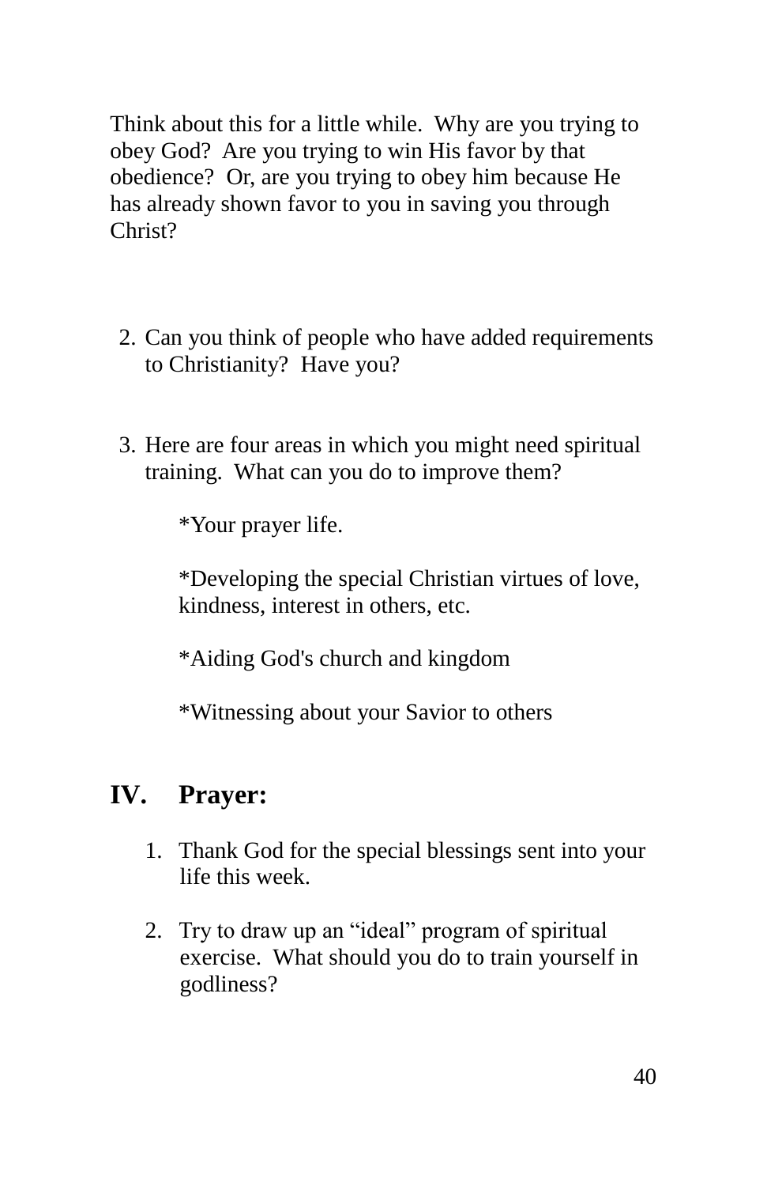Think about this for a little while. Why are you trying to obey God? Are you trying to win His favor by that obedience? Or, are you trying to obey him because He has already shown favor to you in saving you through Christ?

2. Can you think of people who have added requirements to Christianity? Have you?

3. Here are four areas in which you might need spiritual training. What can you do to improve them?

   *Your prayer life.

   *Developing the special Christian virtues of love, kindness, interest in others, etc.

   *Aiding God's church and kingdom

   *Witnessing about your Savior to others

## IV. Prayer:

1. Thank God for the special blessings sent into your life this week.

2. Try to draw up an "ideal" program of spiritual exercise. What should you do to train yourself in godliness?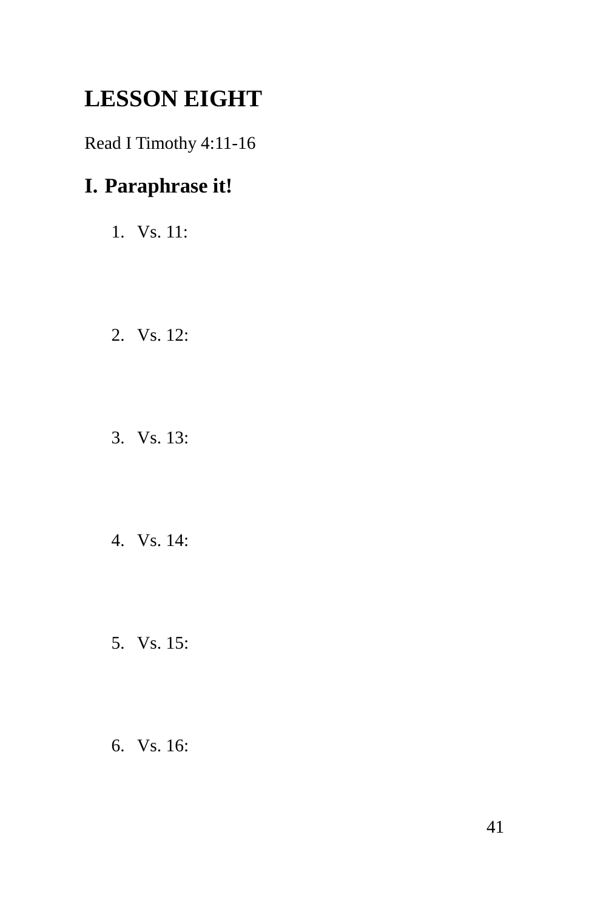# LESSON EIGHT

Read I Timothy 4:11-16

## I. Paraphrase it!

1. Vs. 11:

2. Vs. 12:

3. Vs. 13:

4. Vs. 14:

5. Vs. 15:

6. Vs. 16: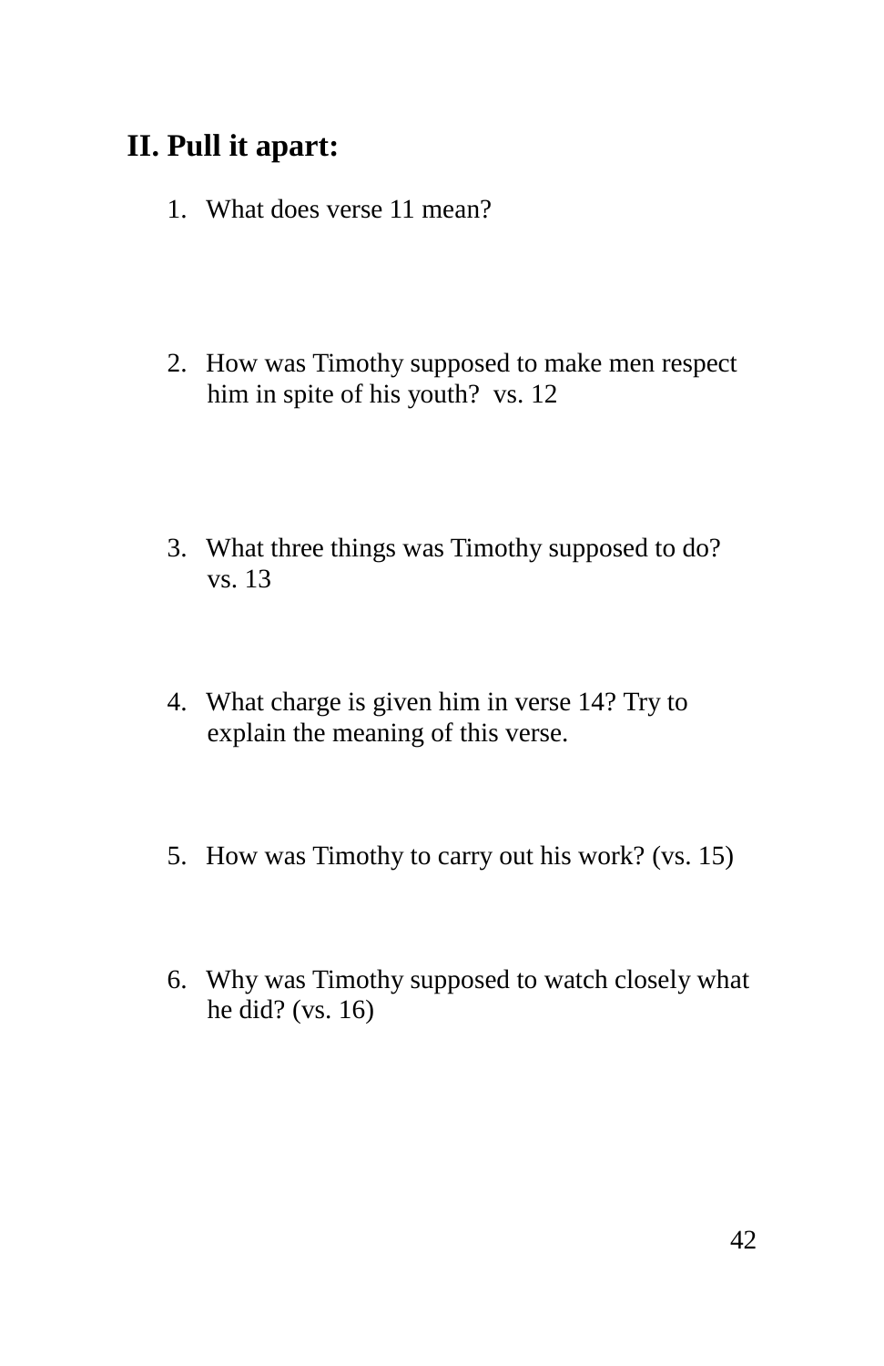## II. Pull it apart:

1. What does verse 11 mean?

2. How was Timothy supposed to make men respect him in spite of his youth?  vs. 12

3. What three things was Timothy supposed to do? vs. 13

4. What charge is given him in verse 14? Try to explain the meaning of this verse.

5. How was Timothy to carry out his work? (vs. 15)

6. Why was Timothy supposed to watch closely what he did? (vs. 16)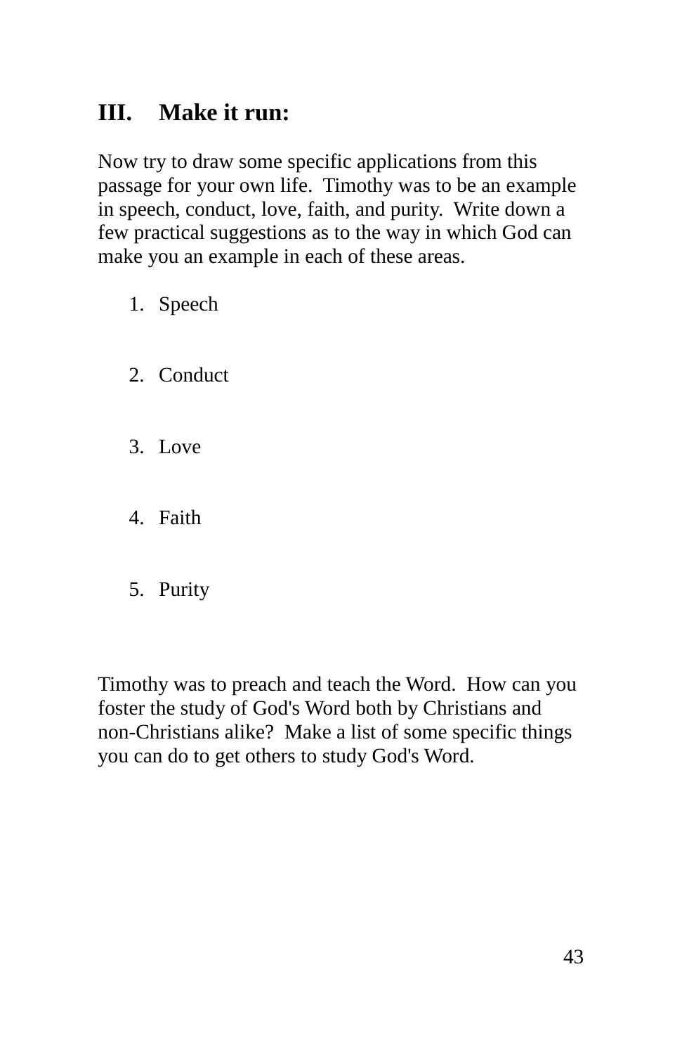## III. Make it run:

Now try to draw some specific applications from this passage for your own life. Timothy was to be an example in speech, conduct, love, faith, and purity. Write down a few practical suggestions as to the way in which God can make you an example in each of these areas.

1. Speech

2. Conduct

3. Love

4. Faith

5. Purity

Timothy was to preach and teach the Word. How can you foster the study of God's Word both by Christians and non-Christians alike? Make a list of some specific things you can do to get others to study God's Word.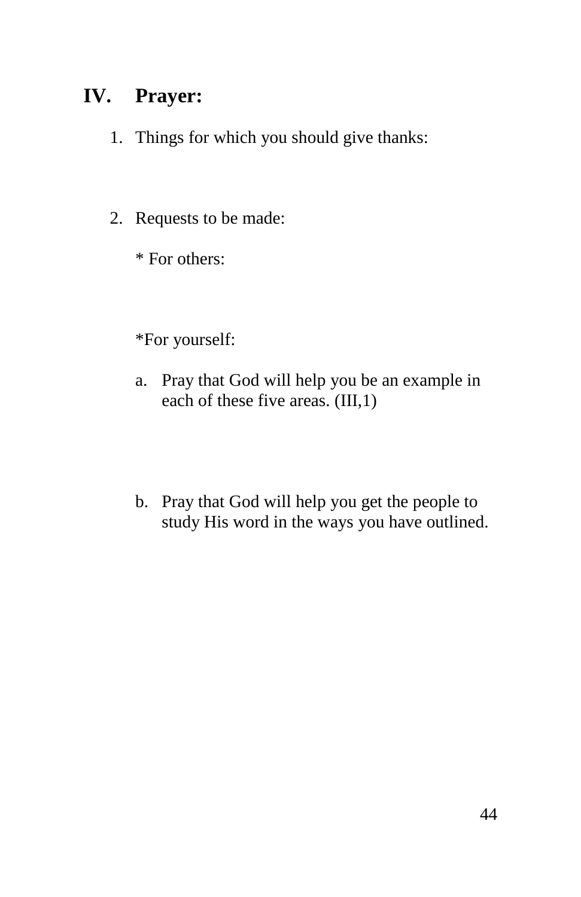## IV. Prayer:

1. Things for which you should give thanks:

2. Requests to be made:

   * For others:

   *For yourself:

   a. Pray that God will help you be an example in each of these five areas. (III,1)

   b. Pray that God will help you get the people to study His word in the ways you have outlined.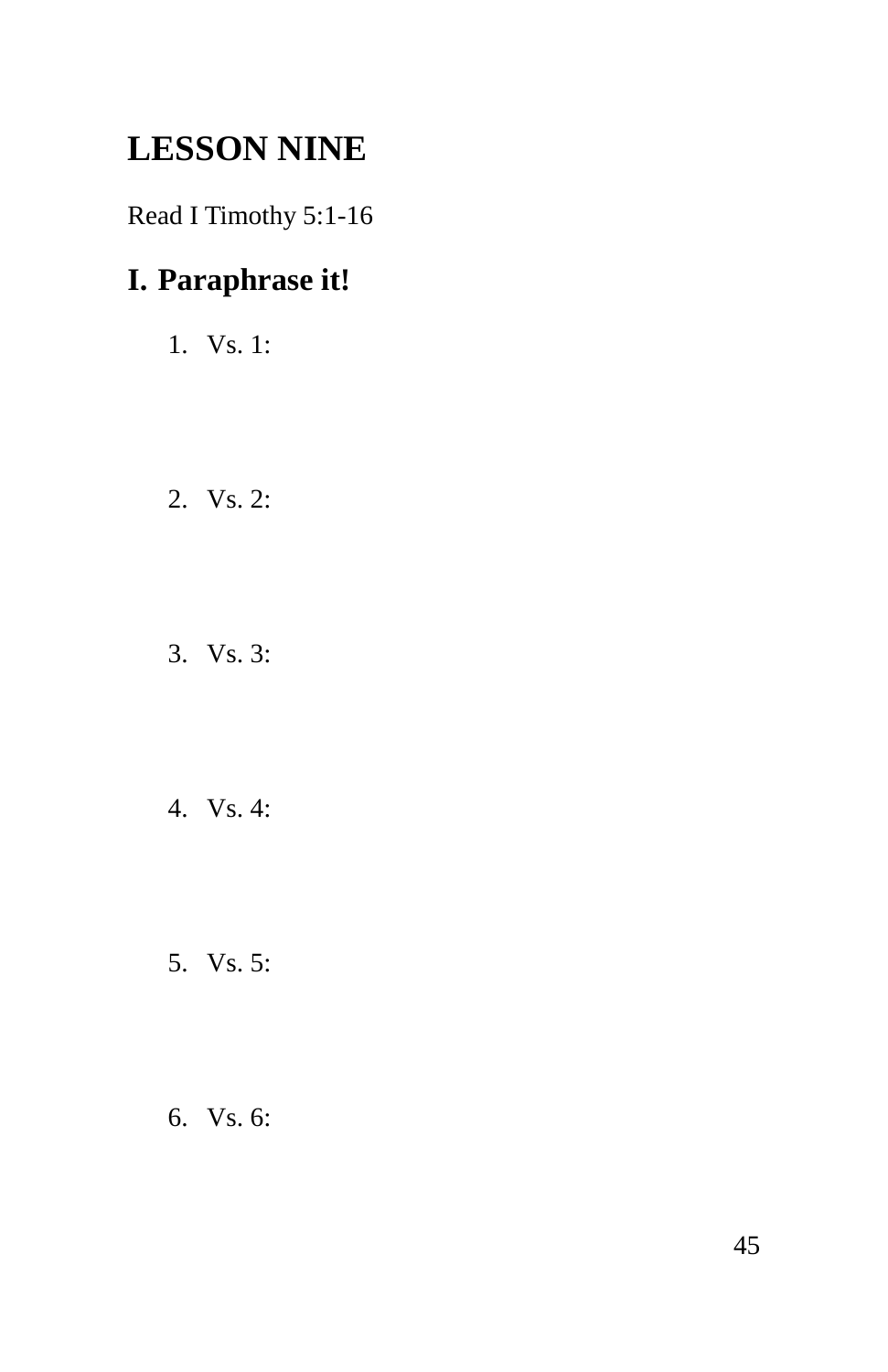# LESSON NINE

Read I Timothy 5:1-16

## I. Paraphrase it!

1. Vs. 1:

2. Vs. 2:

3. Vs. 3:

4. Vs. 4:

5. Vs. 5:

6. Vs. 6: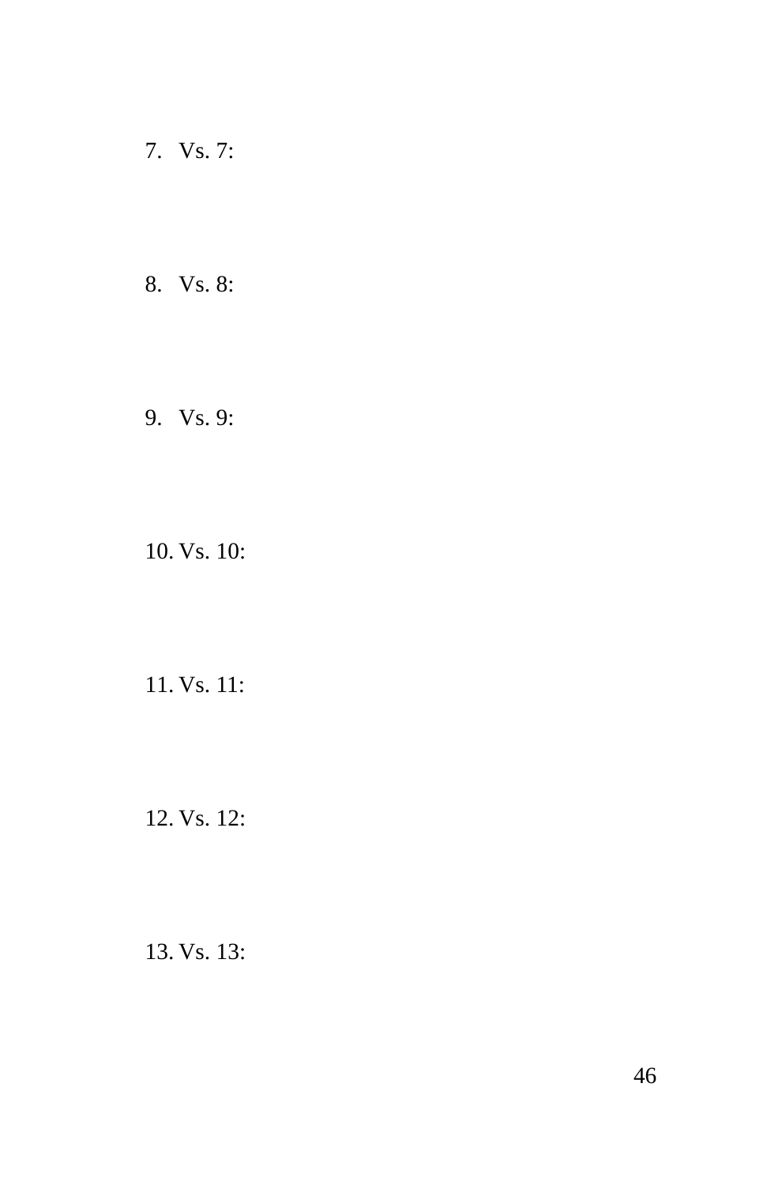7. Vs. 7:

8. Vs. 8:

9. Vs. 9:

10. Vs. 10:

11. Vs. 11:

12. Vs. 12:

13. Vs. 13: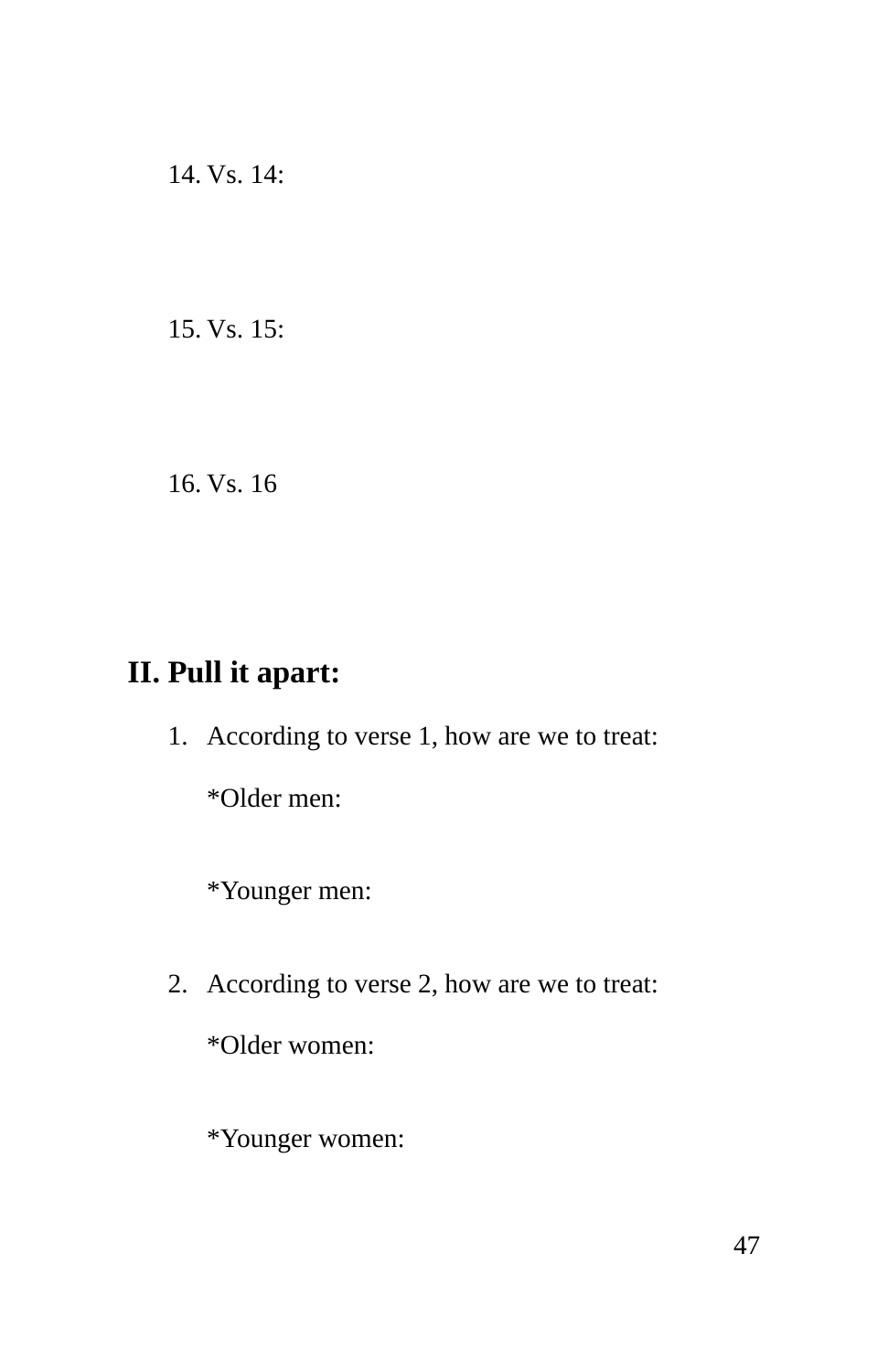14. Vs. 14:

15. Vs. 15:

16. Vs. 16

## II. Pull it apart:

1. According to verse 1, how are we to treat:

   *Older men:

   *Younger men:

2. According to verse 2, how are we to treat:

   *Older women:

   *Younger women: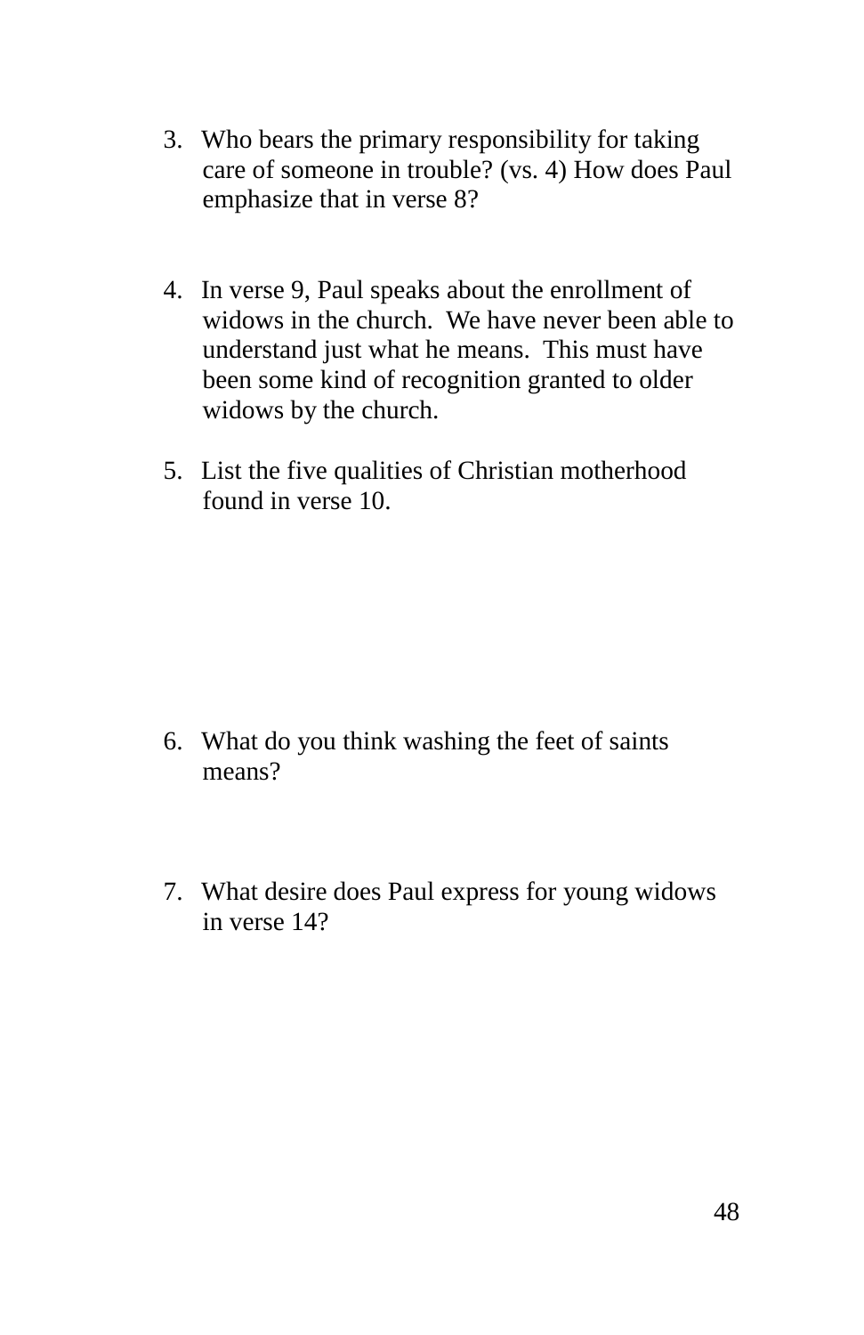3. Who bears the primary responsibility for taking care of someone in trouble? (vs. 4) How does Paul emphasize that in verse 8?

4. In verse 9, Paul speaks about the enrollment of widows in the church. We have never been able to understand just what he means. This must have been some kind of recognition granted to older widows by the church.

5. List the five qualities of Christian motherhood found in verse 10.

6. What do you think washing the feet of saints means?

7. What desire does Paul express for young widows in verse 14?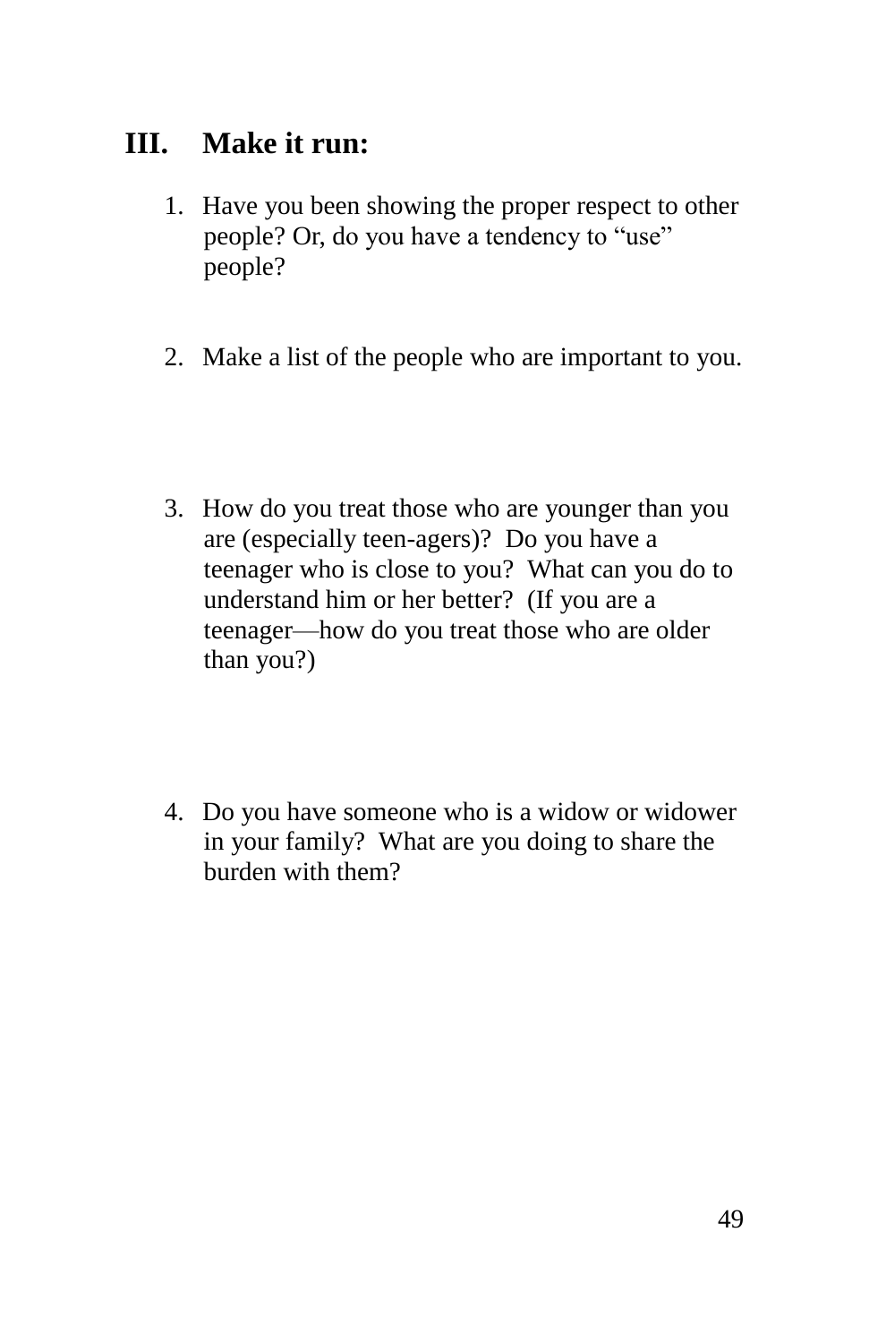## III. Make it run:

1. Have you been showing the proper respect to other people? Or, do you have a tendency to "use" people?

2. Make a list of the people who are important to you.

3. How do you treat those who are younger than you are (especially teen-agers)? Do you have a teenager who is close to you? What can you do to understand him or her better? (If you are a teenager—how do you treat those who are older than you?)

4. Do you have someone who is a widow or widower in your family? What are you doing to share the burden with them?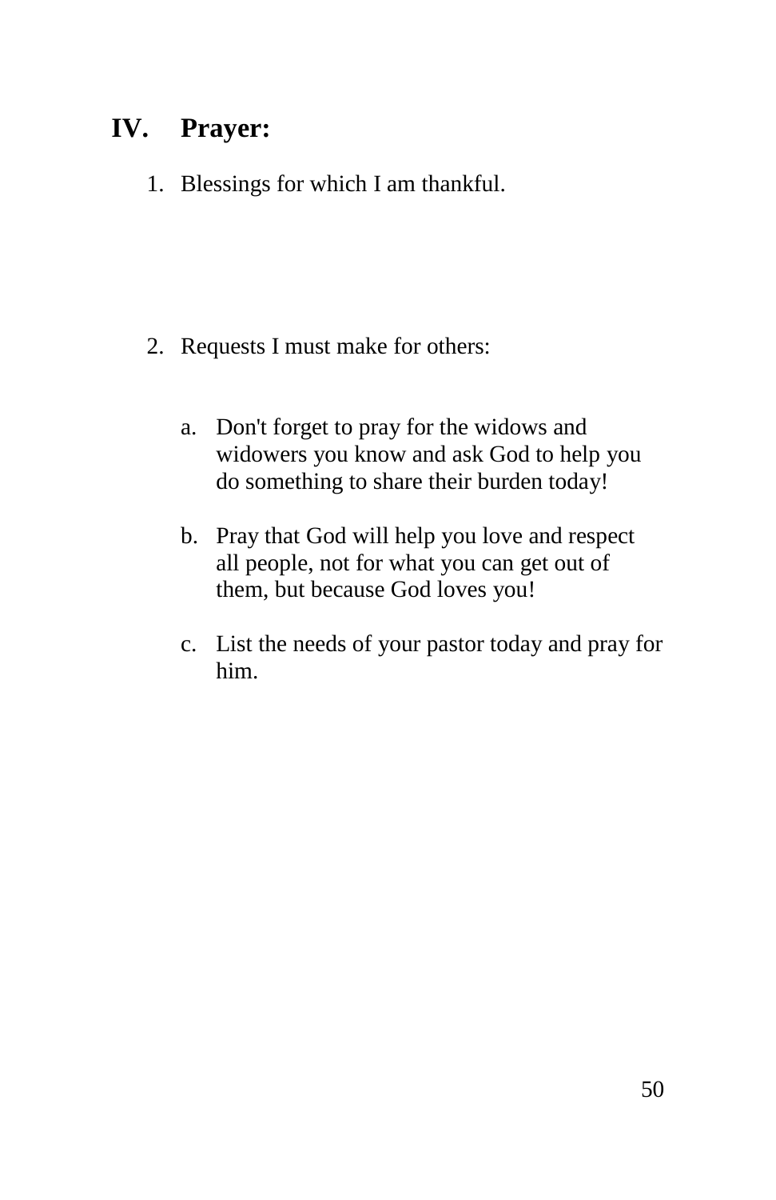## IV. Prayer:

1. Blessings for which I am thankful.

2. Requests I must make for others:

   a. Don't forget to pray for the widows and widowers you know and ask God to help you do something to share their burden today!

   b. Pray that God will help you love and respect all people, not for what you can get out of them, but because God loves you!

   c. List the needs of your pastor today and pray for him.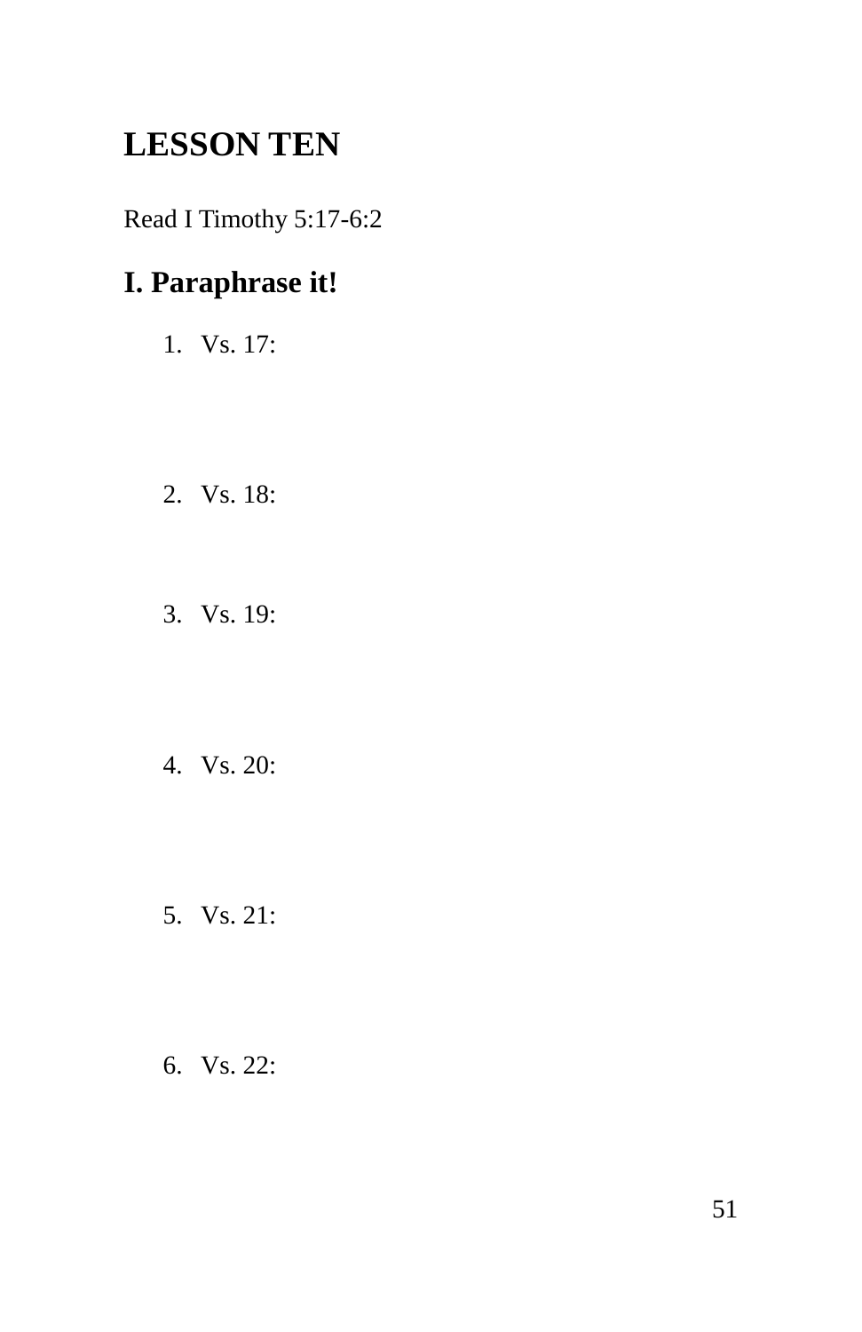# LESSON TEN

Read I Timothy 5:17-6:2

## I. Paraphrase it!

1. Vs. 17:

2. Vs. 18:

3. Vs. 19:

4. Vs. 20:

5. Vs. 21:

6. Vs. 22: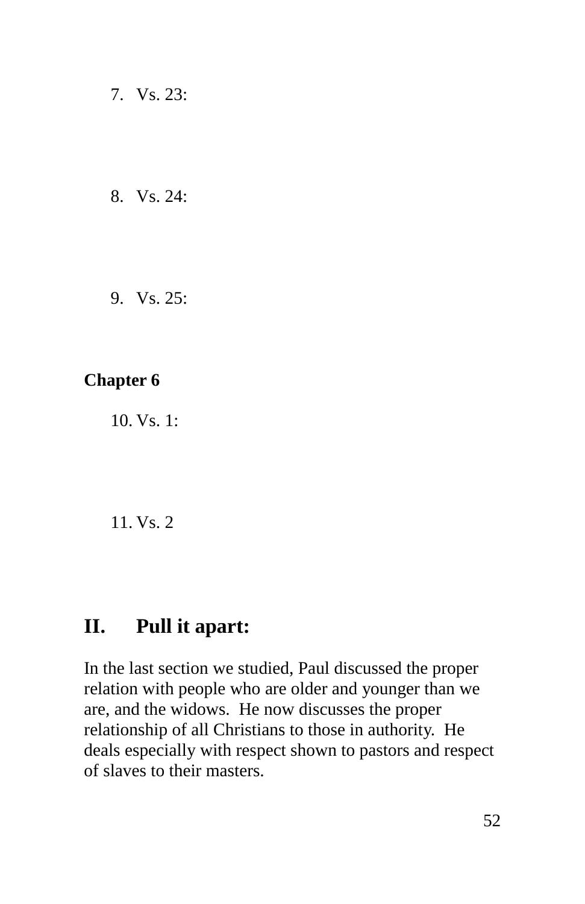7. Vs. 23:

8. Vs. 24:

9. Vs. 25:

**Chapter 6**

10. Vs. 1:

11. Vs. 2

## II. Pull it apart:

In the last section we studied, Paul discussed the proper relation with people who are older and younger than we are, and the widows. He now discusses the proper relationship of all Christians to those in authority. He deals especially with respect shown to pastors and respect of slaves to their masters.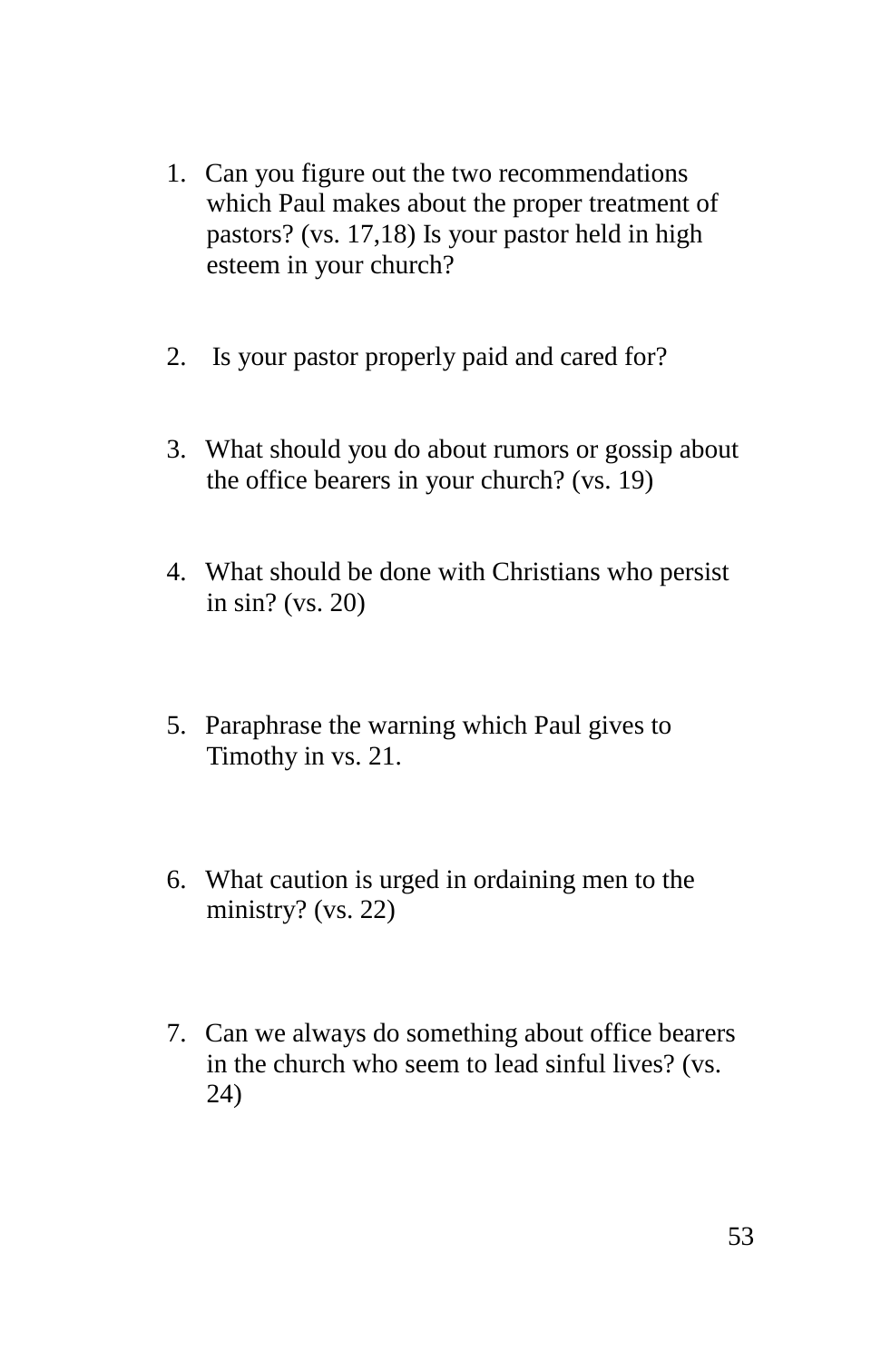1. Can you figure out the two recommendations which Paul makes about the proper treatment of pastors? (vs. 17,18) Is your pastor held in high esteem in your church?

2. Is your pastor properly paid and cared for?

3. What should you do about rumors or gossip about the office bearers in your church? (vs. 19)

4. What should be done with Christians who persist in sin? (vs. 20)

5. Paraphrase the warning which Paul gives to Timothy in vs. 21.

6. What caution is urged in ordaining men to the ministry? (vs. 22)

7. Can we always do something about office bearers in the church who seem to lead sinful lives? (vs. 24)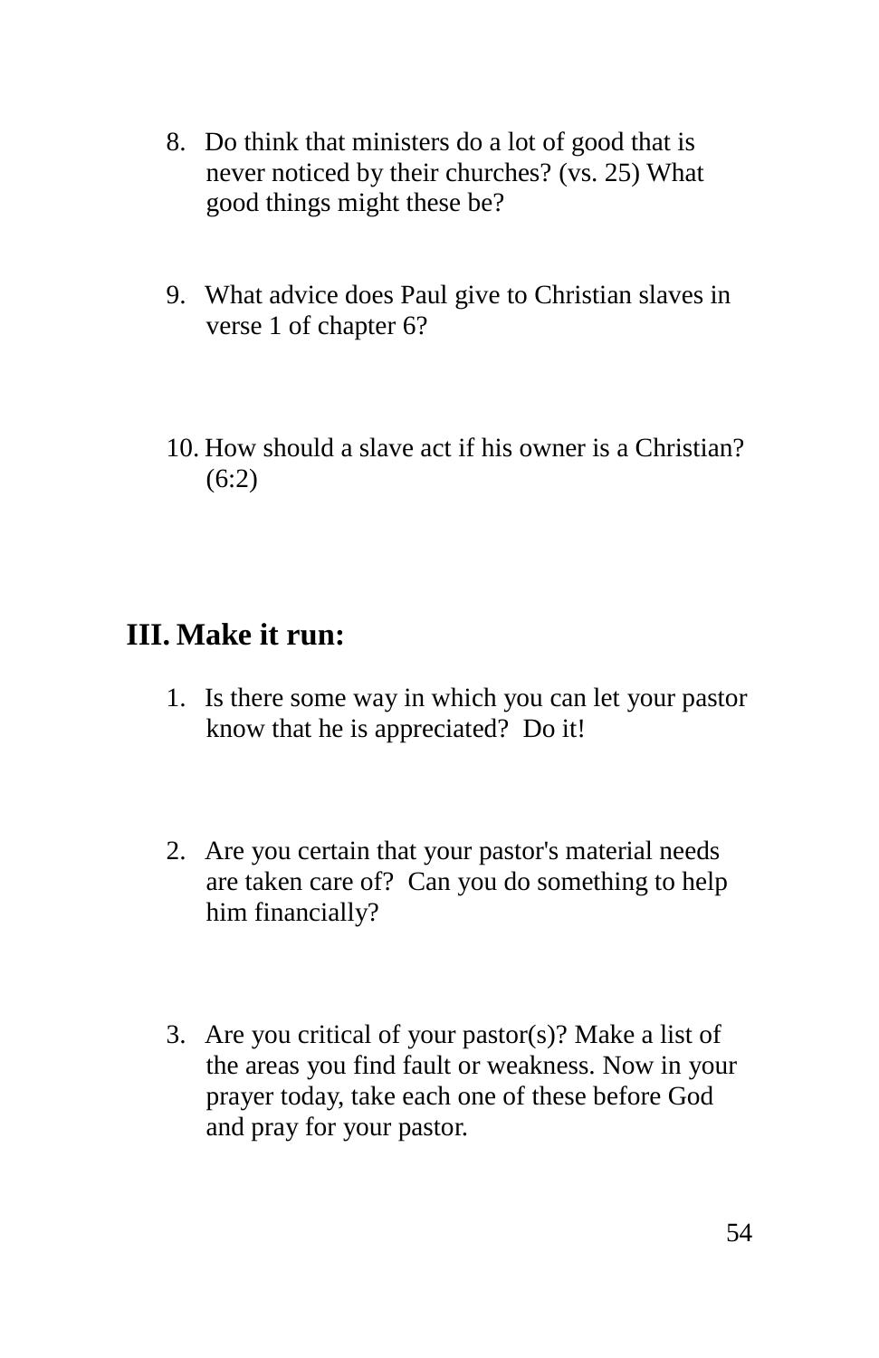8. Do think that ministers do a lot of good that is never noticed by their churches? (vs. 25) What good things might these be?

9. What advice does Paul give to Christian slaves in verse 1 of chapter 6?

10. How should a slave act if his owner is a Christian? (6:2)

## III. Make it run:

1. Is there some way in which you can let your pastor know that he is appreciated?  Do it!

2. Are you certain that your pastor's material needs are taken care of?  Can you do something to help him financially?

3. Are you critical of your pastor(s)? Make a list of the areas you find fault or weakness. Now in your prayer today, take each one of these before God and pray for your pastor.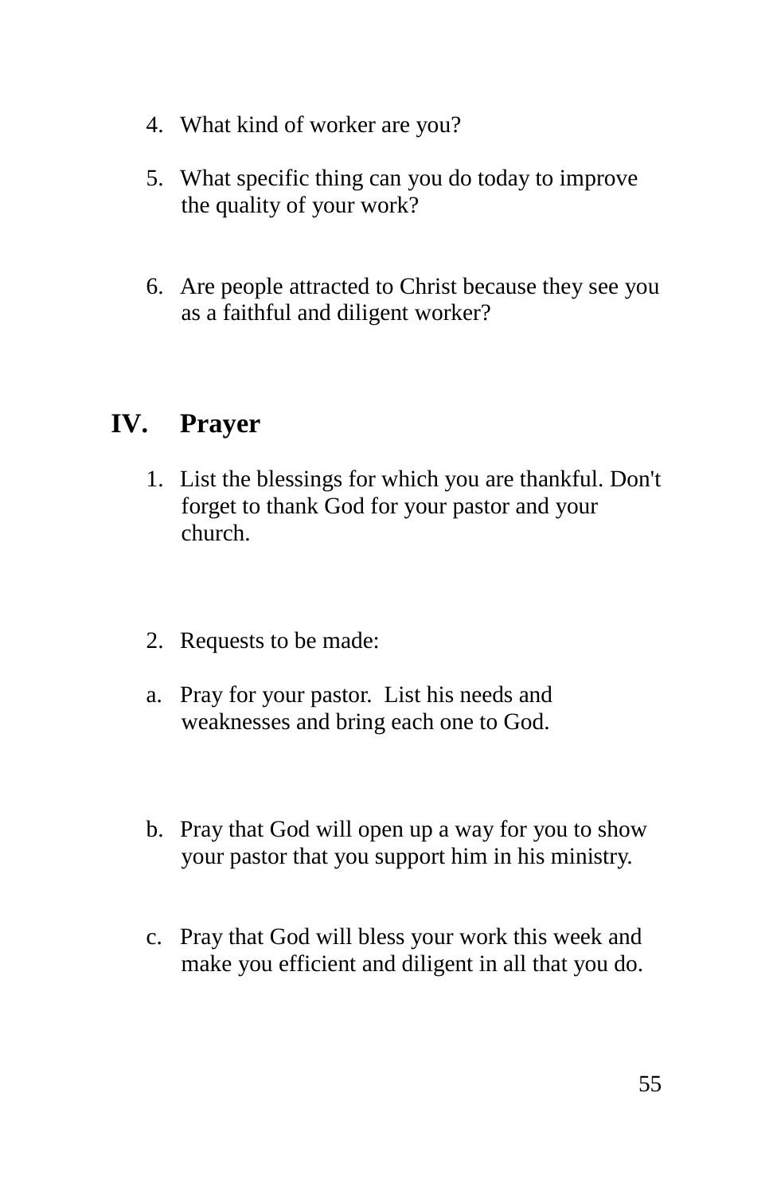4. What kind of worker are you?

5. What specific thing can you do today to improve the quality of your work?

6. Are people attracted to Christ because they see you as a faithful and diligent worker?

## IV. Prayer

1. List the blessings for which you are thankful. Don't forget to thank God for your pastor and your church.

2. Requests to be made:

a. Pray for your pastor. List his needs and weaknesses and bring each one to God.

b. Pray that God will open up a way for you to show your pastor that you support him in his ministry.

c. Pray that God will bless your work this week and make you efficient and diligent in all that you do.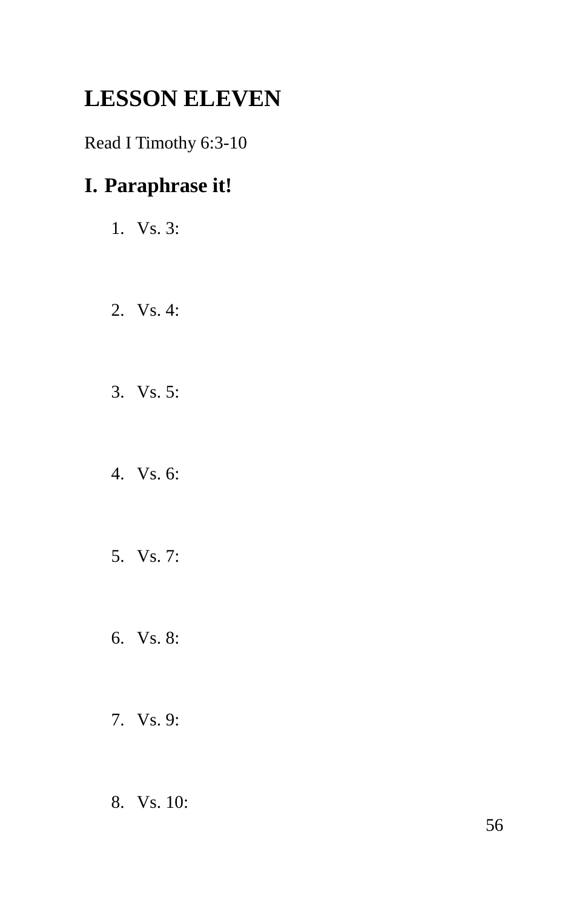# LESSON ELEVEN

Read I Timothy 6:3-10

## I. Paraphrase it!

1. Vs. 3:

2. Vs. 4:

3. Vs. 5:

4. Vs. 6:

5. Vs. 7:

6. Vs. 8:

7. Vs. 9:

8. Vs. 10: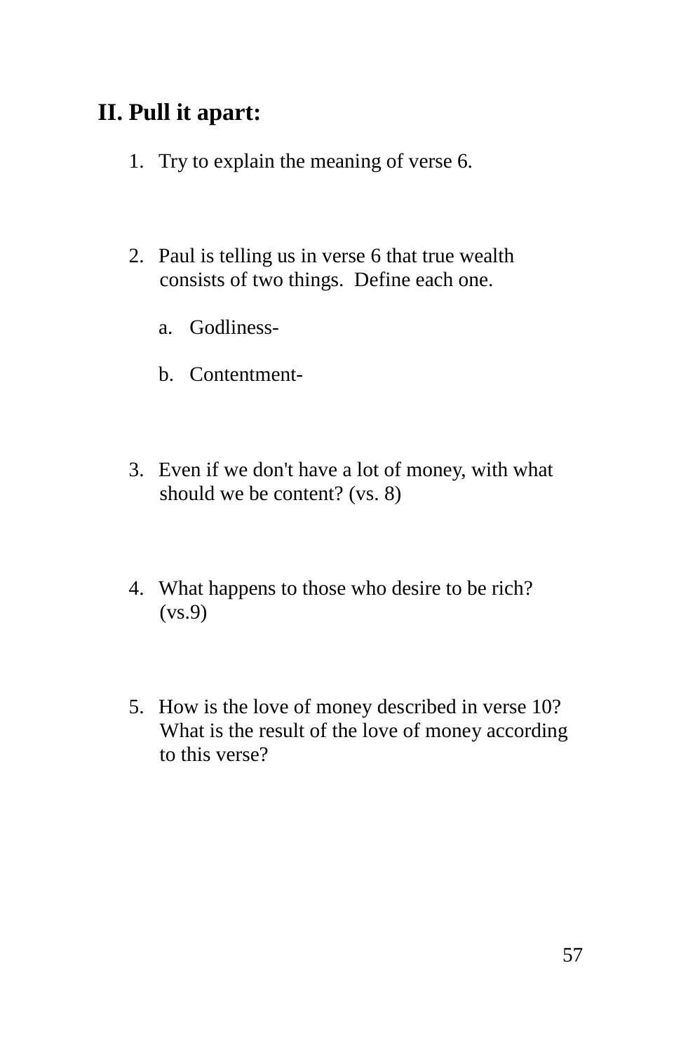## II. Pull it apart:

1. Try to explain the meaning of verse 6.

2. Paul is telling us in verse 6 that true wealth consists of two things. Define each one.

   a. Godliness-

   b. Contentment-

3. Even if we don't have a lot of money, with what should we be content? (vs. 8)

4. What happens to those who desire to be rich? (vs.9)

5. How is the love of money described in verse 10? What is the result of the love of money according to this verse?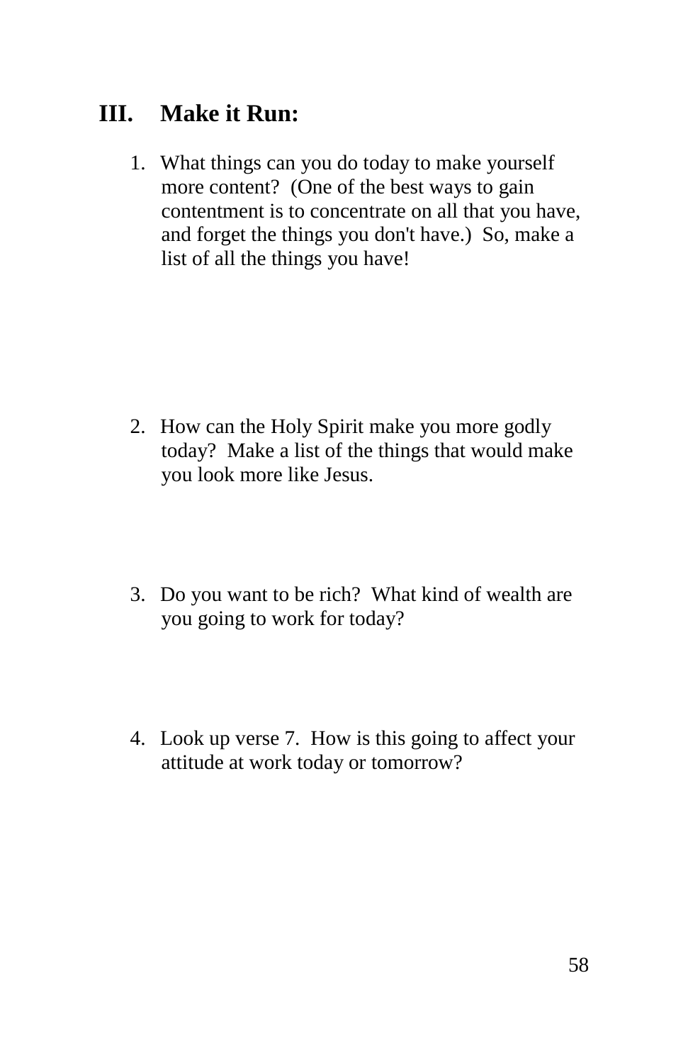## III. Make it Run:

1. What things can you do today to make yourself more content? (One of the best ways to gain contentment is to concentrate on all that you have, and forget the things you don't have.) So, make a list of all the things you have!

2. How can the Holy Spirit make you more godly today? Make a list of the things that would make you look more like Jesus.

3. Do you want to be rich? What kind of wealth are you going to work for today?

4. Look up verse 7. How is this going to affect your attitude at work today or tomorrow?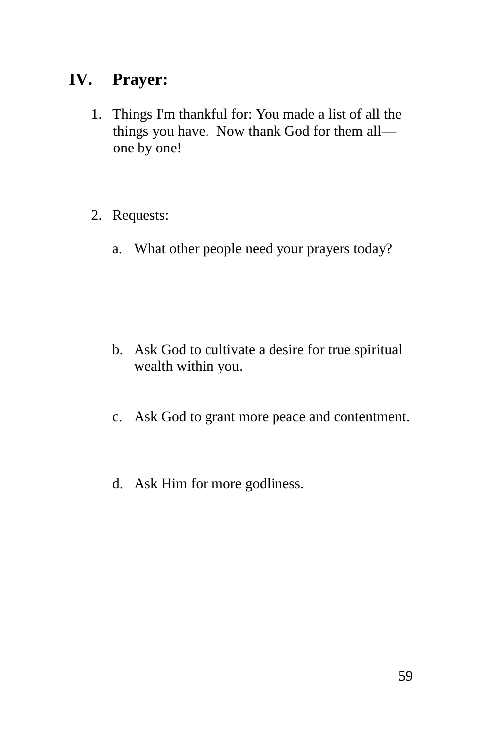## IV. Prayer:

1. Things I'm thankful for: You made a list of all the things you have.  Now thank God for them all—one by one!

2. Requests:

   a. What other people need your prayers today?

   b. Ask God to cultivate a desire for true spiritual wealth within you.

   c. Ask God to grant more peace and contentment.

   d. Ask Him for more godliness.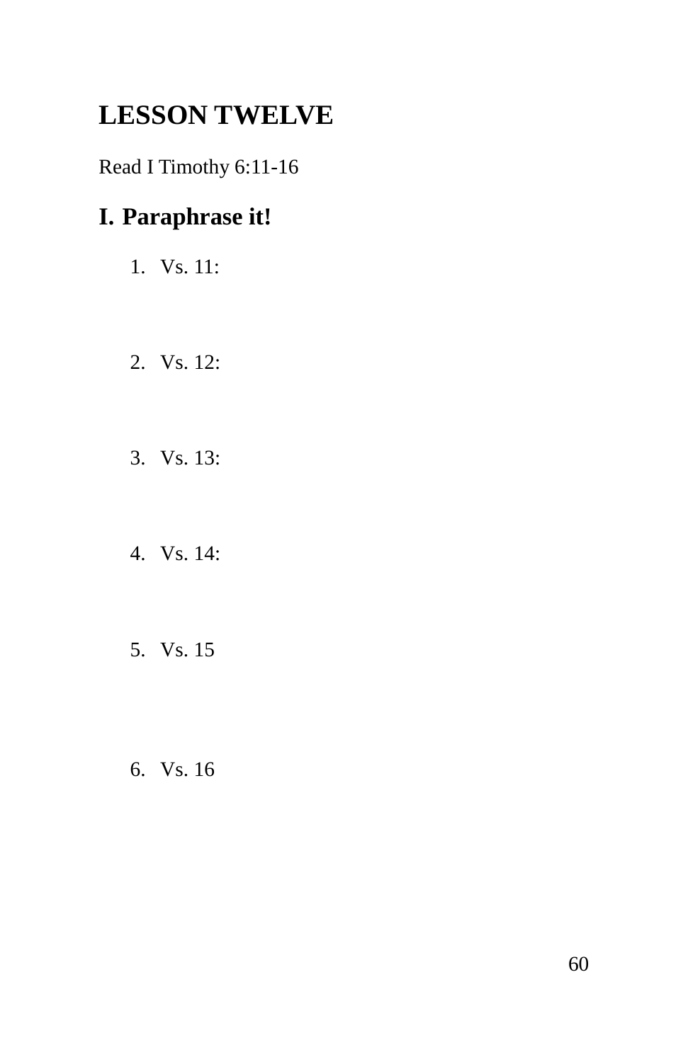# LESSON TWELVE

Read I Timothy 6:11-16

## I. Paraphrase it!

1. Vs. 11:

2. Vs. 12:

3. Vs. 13:

4. Vs. 14:

5. Vs. 15

6. Vs. 16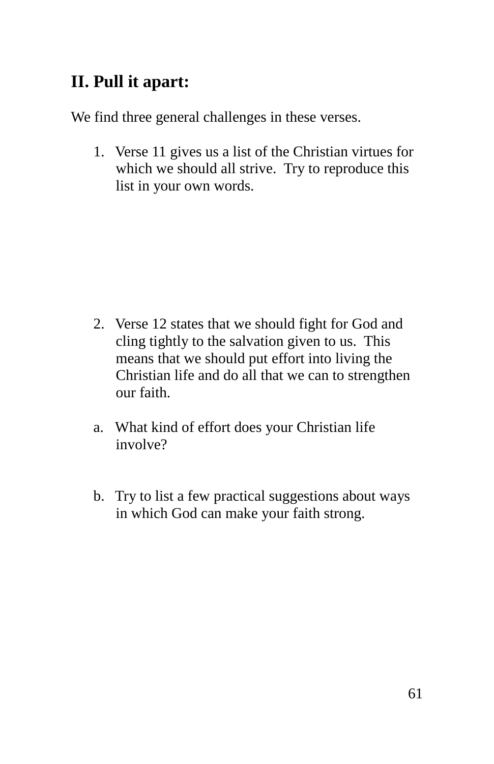## II. Pull it apart:

We find three general challenges in these verses.

1. Verse 11 gives us a list of the Christian virtues for which we should all strive. Try to reproduce this list in your own words.

2. Verse 12 states that we should fight for God and cling tightly to the salvation given to us. This means that we should put effort into living the Christian life and do all that we can to strengthen our faith.

a. What kind of effort does your Christian life involve?

b. Try to list a few practical suggestions about ways in which God can make your faith strong.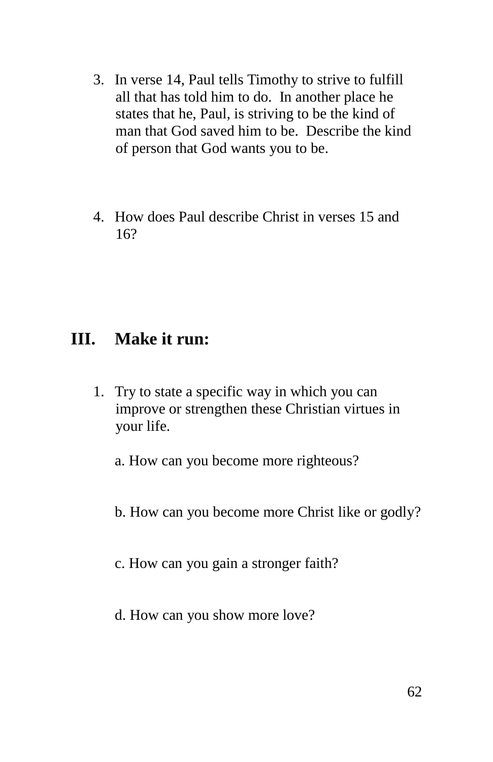3. In verse 14, Paul tells Timothy to strive to fulfill all that has told him to do. In another place he states that he, Paul, is striving to be the kind of man that God saved him to be. Describe the kind of person that God wants you to be.

4. How does Paul describe Christ in verses 15 and 16?

## III. Make it run:

1. Try to state a specific way in which you can improve or strengthen these Christian virtues in your life.

   a. How can you become more righteous?

   b. How can you become more Christ like or godly?

   c. How can you gain a stronger faith?

   d. How can you show more love?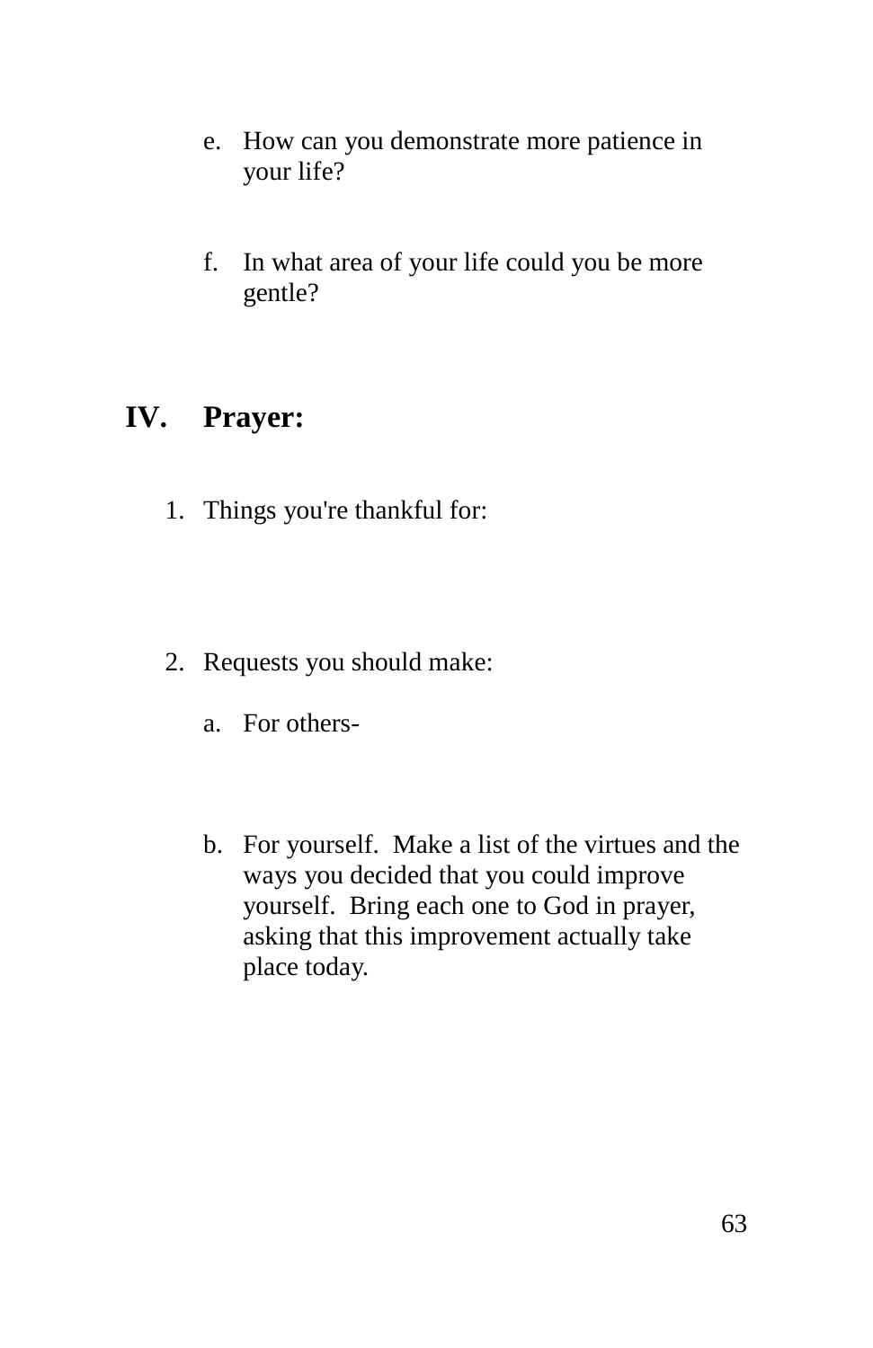e. How can you demonstrate more patience in your life?

f. In what area of your life could you be more gentle?

## IV. Prayer:

1. Things you're thankful for:

2. Requests you should make:

   a. For others-

   b. For yourself. Make a list of the virtues and the ways you decided that you could improve yourself. Bring each one to God in prayer, asking that this improvement actually take place today.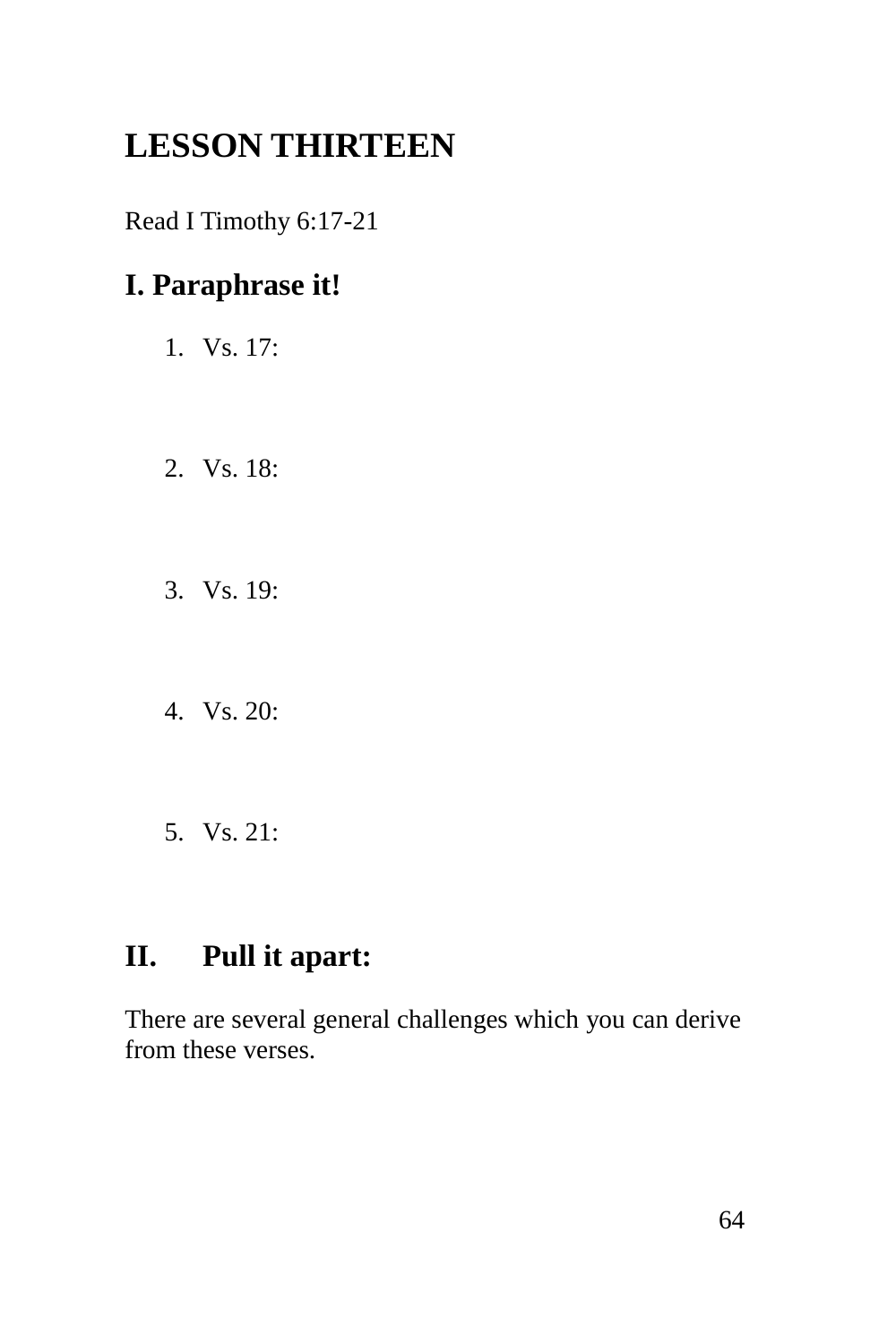# LESSON THIRTEEN

Read I Timothy 6:17-21

## I. Paraphrase it!

1. Vs. 17:

2. Vs. 18:

3. Vs. 19:

4. Vs. 20:

5. Vs. 21:

## II. Pull it apart:

There are several general challenges which you can derive from these verses.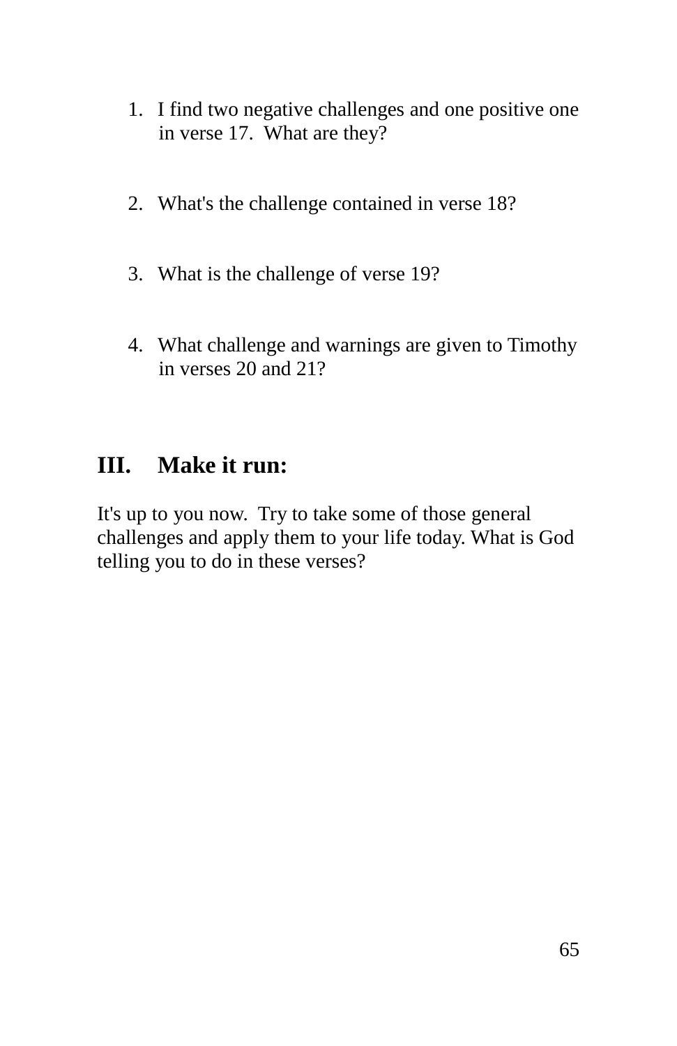1. I find two negative challenges and one positive one in verse 17. What are they?

2. What's the challenge contained in verse 18?

3. What is the challenge of verse 19?

4. What challenge and warnings are given to Timothy in verses 20 and 21?

## III. Make it run:

It's up to you now. Try to take some of those general challenges and apply them to your life today. What is God telling you to do in these verses?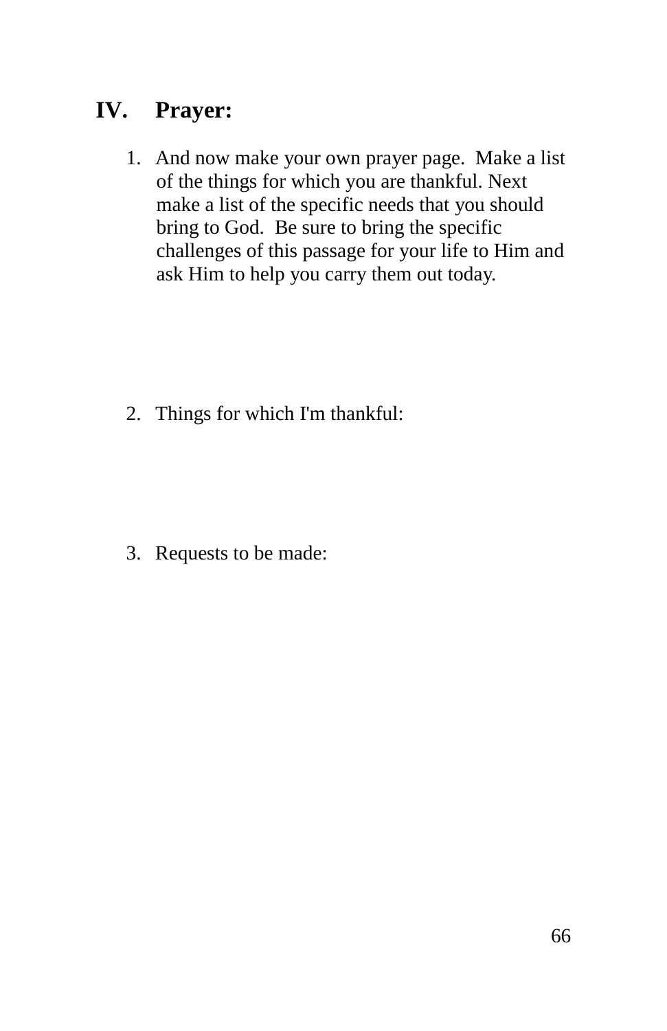## IV. Prayer:

1. And now make your own prayer page. Make a list of the things for which you are thankful. Next make a list of the specific needs that you should bring to God. Be sure to bring the specific challenges of this passage for your life to Him and ask Him to help you carry them out today.

2. Things for which I'm thankful:

3. Requests to be made: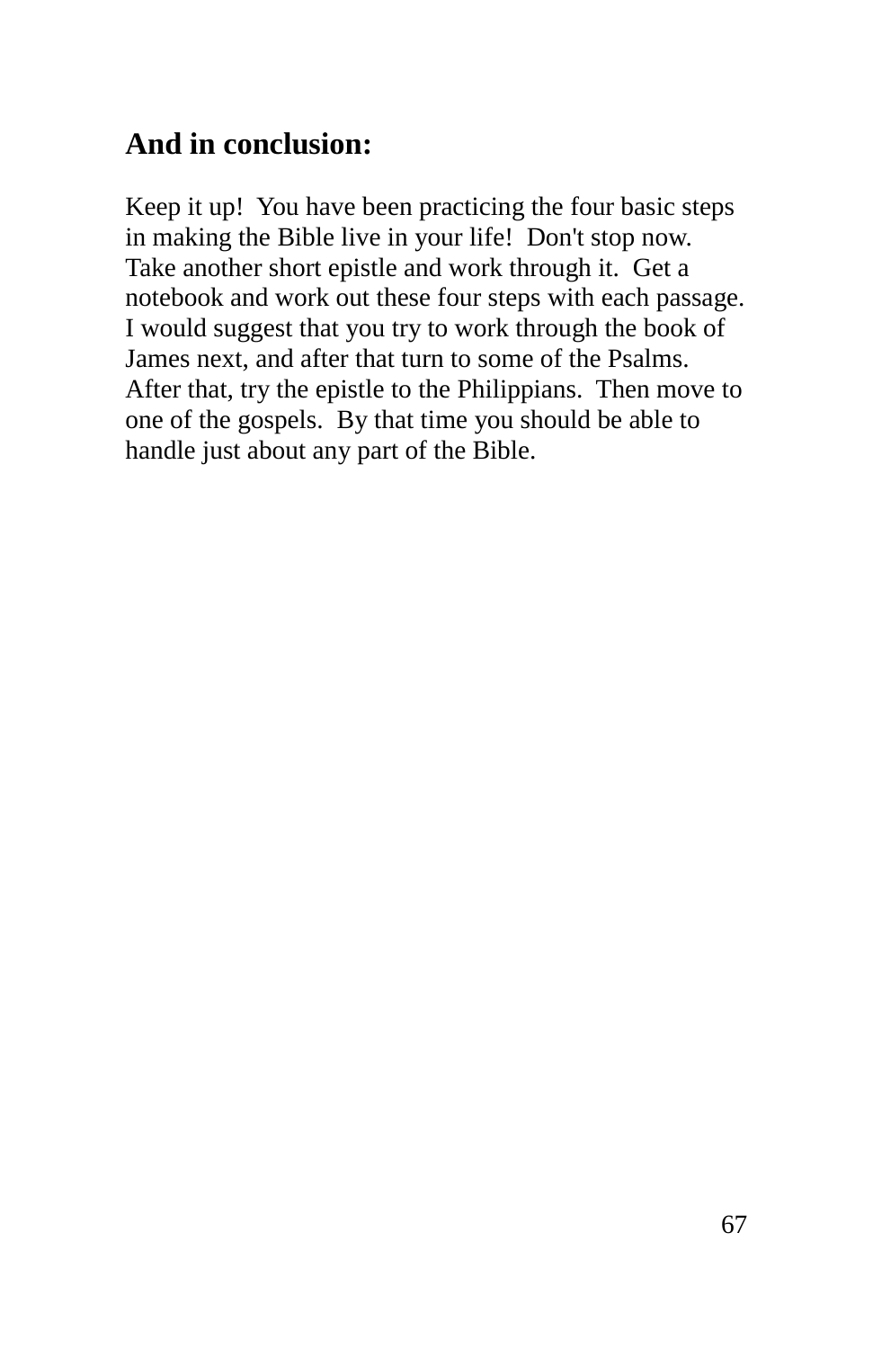## And in conclusion:

Keep it up! You have been practicing the four basic steps in making the Bible live in your life! Don't stop now. Take another short epistle and work through it. Get a notebook and work out these four steps with each passage. I would suggest that you try to work through the book of James next, and after that turn to some of the Psalms. After that, try the epistle to the Philippians. Then move to one of the gospels. By that time you should be able to handle just about any part of the Bible.